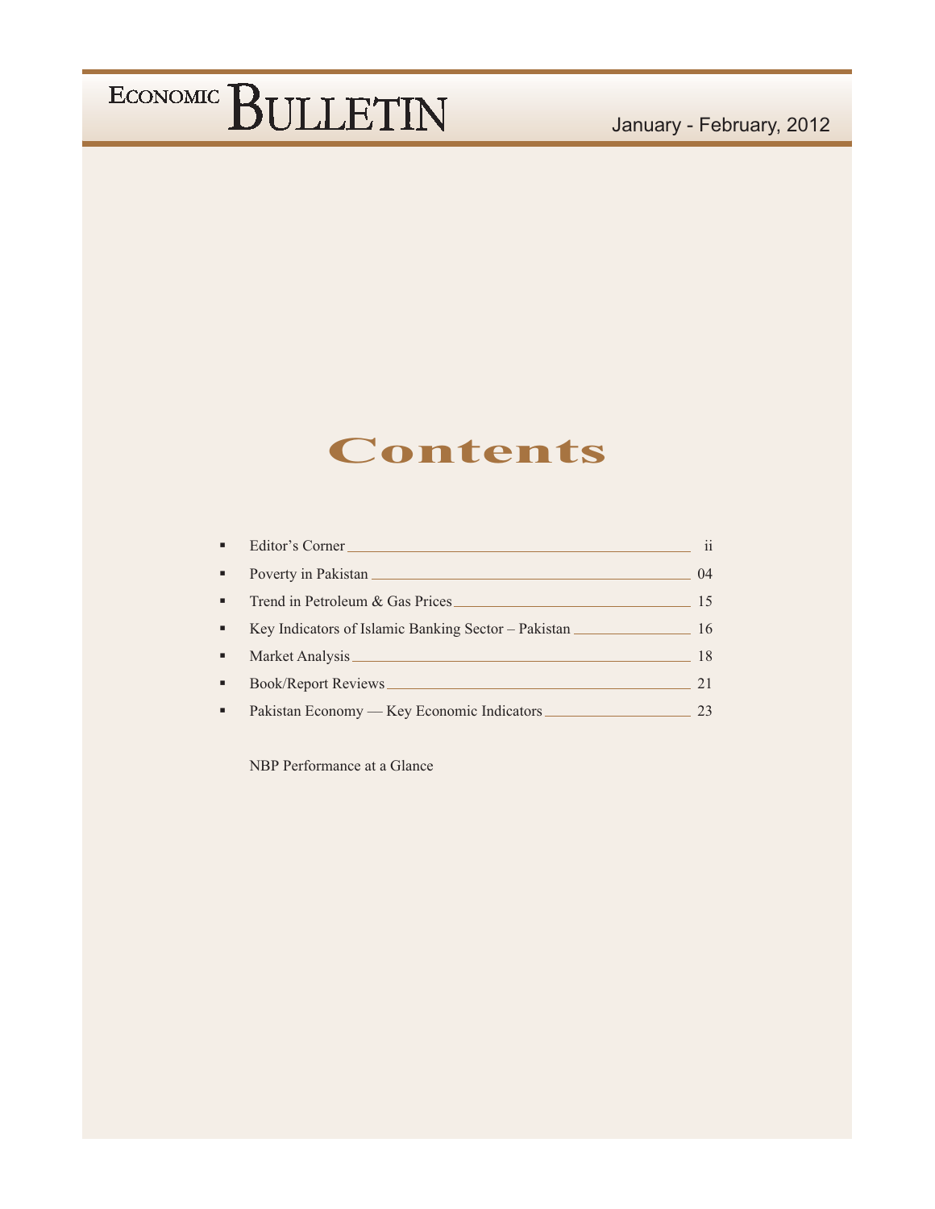# ECONOMIC BULLETIN

January - February, 2012

## Contents

| | |
|---|---|
| Editor's Corner | ii |
| Poverty in Pakistan | 04 |
| Trend in Petroleum & Gas Prices | 15 |
| Key Indicators of Islamic Banking Sector – Pakistan | 16 |
| Market Analysis | 18 |
| Book/Report Reviews | 21 |
| Pakistan Economy — Key Economic Indicators | 23 |

NBP Performance at a Glance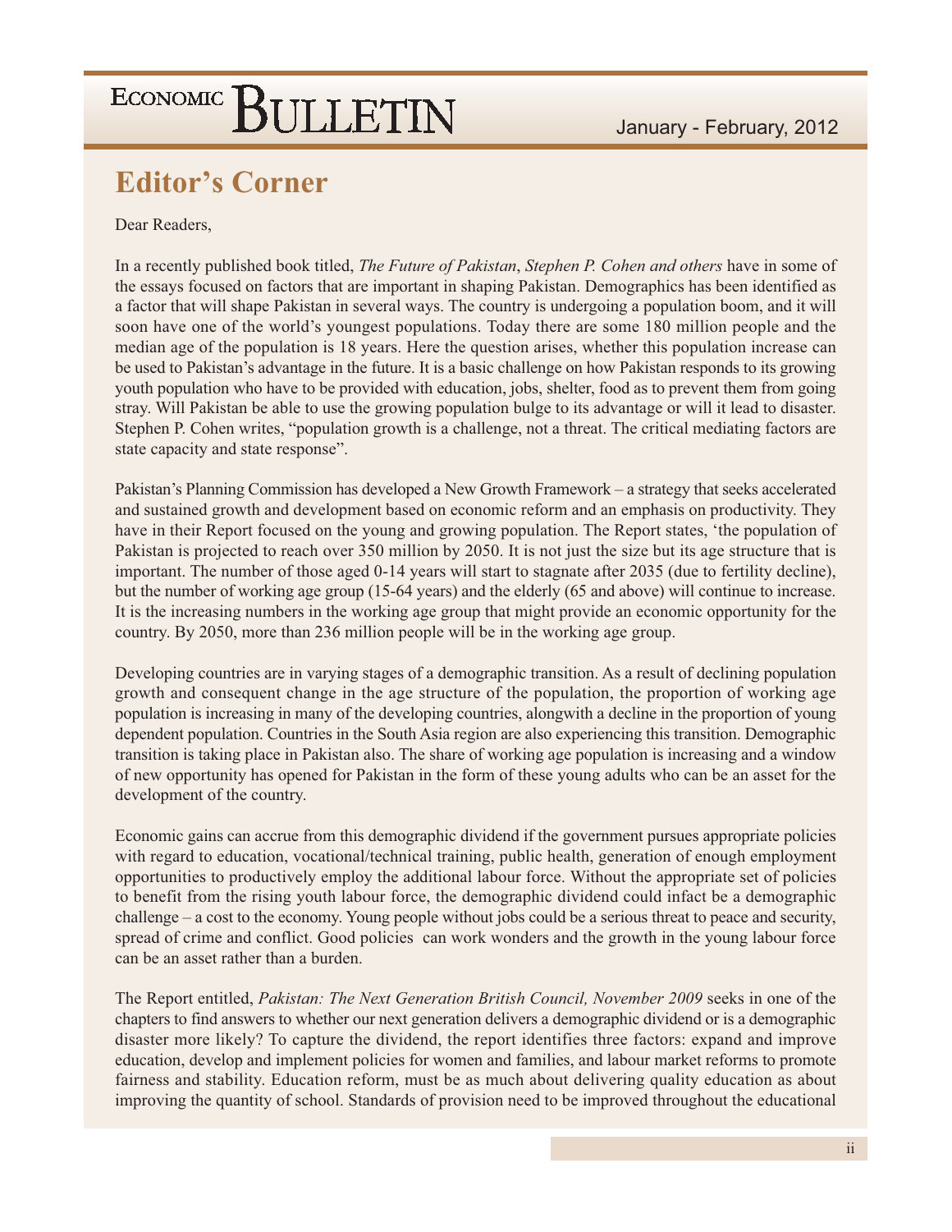## Editor's Corner

Dear Readers,

In a recently published book titled, *The Future of Pakistan*, *Stephen P. Cohen and others* have in some of the essays focused on factors that are important in shaping Pakistan. Demographics has been identified as a factor that will shape Pakistan in several ways. The country is undergoing a population boom, and it will soon have one of the world's youngest populations. Today there are some 180 million people and the median age of the population is 18 years. Here the question arises, whether this population increase can be used to Pakistan's advantage in the future. It is a basic challenge on how Pakistan responds to its growing youth population who have to be provided with education, jobs, shelter, food as to prevent them from going stray. Will Pakistan be able to use the growing population bulge to its advantage or will it lead to disaster. Stephen P. Cohen writes, "population growth is a challenge, not a threat. The critical mediating factors are state capacity and state response".

Pakistan's Planning Commission has developed a New Growth Framework – a strategy that seeks accelerated and sustained growth and development based on economic reform and an emphasis on productivity. They have in their Report focused on the young and growing population. The Report states, 'the population of Pakistan is projected to reach over 350 million by 2050. It is not just the size but its age structure that is important. The number of those aged 0-14 years will start to stagnate after 2035 (due to fertility decline), but the number of working age group (15-64 years) and the elderly (65 and above) will continue to increase. It is the increasing numbers in the working age group that might provide an economic opportunity for the country. By 2050, more than 236 million people will be in the working age group.

Developing countries are in varying stages of a demographic transition. As a result of declining population growth and consequent change in the age structure of the population, the proportion of working age population is increasing in many of the developing countries, alongwith a decline in the proportion of young dependent population. Countries in the South Asia region are also experiencing this transition. Demographic transition is taking place in Pakistan also. The share of working age population is increasing and a window of new opportunity has opened for Pakistan in the form of these young adults who can be an asset for the development of the country.

Economic gains can accrue from this demographic dividend if the government pursues appropriate policies with regard to education, vocational/technical training, public health, generation of enough employment opportunities to productively employ the additional labour force. Without the appropriate set of policies to benefit from the rising youth labour force, the demographic dividend could infact be a demographic challenge – a cost to the economy. Young people without jobs could be a serious threat to peace and security, spread of crime and conflict. Good policies can work wonders and the growth in the young labour force can be an asset rather than a burden.

The Report entitled, *Pakistan: The Next Generation British Council, November 2009* seeks in one of the chapters to find answers to whether our next generation delivers a demographic dividend or is a demographic disaster more likely? To capture the dividend, the report identifies three factors: expand and improve education, develop and implement policies for women and families, and labour market reforms to promote fairness and stability. Education reform, must be as much about delivering quality education as about improving the quantity of school. Standards of provision need to be improved throughout the educational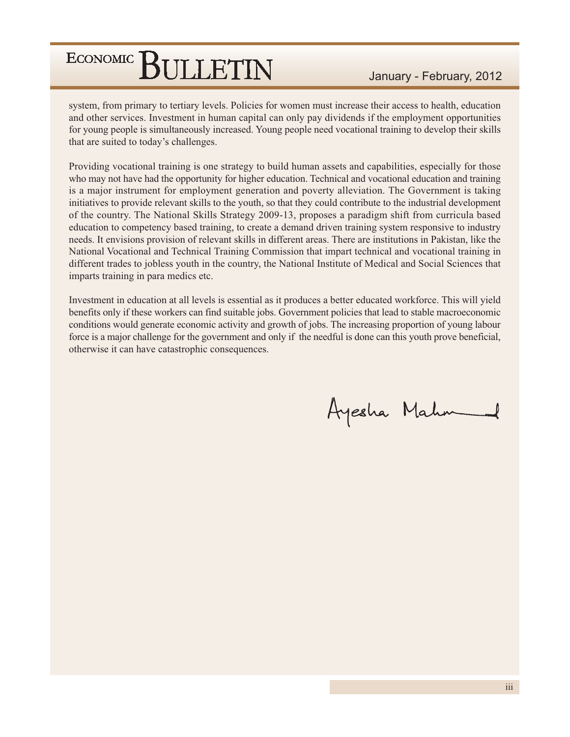system, from primary to tertiary levels. Policies for women must increase their access to health, education and other services. Investment in human capital can only pay dividends if the employment opportunities for young people is simultaneously increased. Young people need vocational training to develop their skills that are suited to today's challenges.

Providing vocational training is one strategy to build human assets and capabilities, especially for those who may not have had the opportunity for higher education. Technical and vocational education and training is a major instrument for employment generation and poverty alleviation. The Government is taking initiatives to provide relevant skills to the youth, so that they could contribute to the industrial development of the country. The National Skills Strategy 2009-13, proposes a paradigm shift from curricula based education to competency based training, to create a demand driven training system responsive to industry needs. It envisions provision of relevant skills in different areas. There are institutions in Pakistan, like the National Vocational and Technical Training Commission that impart technical and vocational training in different trades to jobless youth in the country, the National Institute of Medical and Social Sciences that imparts training in para medics etc.

Investment in education at all levels is essential as it produces a better educated workforce. This will yield benefits only if these workers can find suitable jobs. Government policies that lead to stable macroeconomic conditions would generate economic activity and growth of jobs. The increasing proportion of young labour force is a major challenge for the government and only if the needful is done can this youth prove beneficial, otherwise it can have catastrophic consequences.

Ayesha Mahmud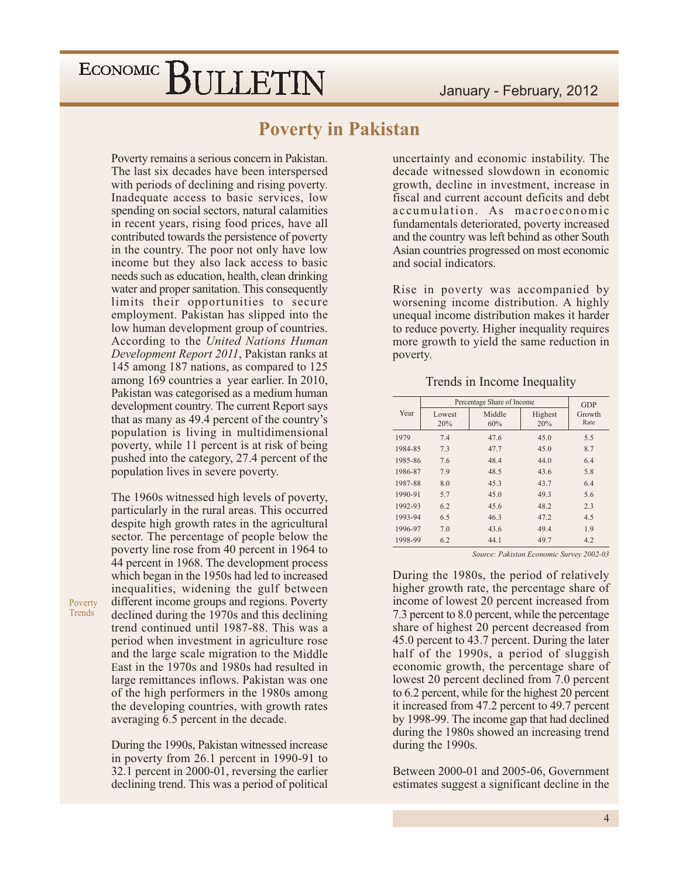# Poverty in Pakistan

Poverty remains a serious concern in Pakistan. The last six decades have been interspersed with periods of declining and rising poverty. Inadequate access to basic services, low spending on social sectors, natural calamities in recent years, rising food prices, have all contributed towards the persistence of poverty in the country. The poor not only have low income but they also lack access to basic needs such as education, health, clean drinking water and proper sanitation. This consequently limits their opportunities to secure employment. Pakistan has slipped into the low human development group of countries. According to the *United Nations Human Development Report 2011*, Pakistan ranks at 145 among 187 nations, as compared to 125 among 169 countries a year earlier. In 2010, Pakistan was categorised as a medium human development country. The current Report says that as many as 49.4 percent of the country's population is living in multidimensional poverty, while 11 percent is at risk of being pushed into the category, 27.4 percent of the population lives in severe poverty.

Poverty Trends

The 1960s witnessed high levels of poverty, particularly in the rural areas. This occurred despite high growth rates in the agricultural sector. The percentage of people below the poverty line rose from 40 percent in 1964 to 44 percent in 1968. The development process which began in the 1950s had led to increased inequalities, widening the gulf between different income groups and regions. Poverty declined during the 1970s and this declining trend continued until 1987-88. This was a period when investment in agriculture rose and the large scale migration to the Middle East in the 1970s and 1980s had resulted in large remittances inflows. Pakistan was one of the high performers in the 1980s among the developing countries, with growth rates averaging 6.5 percent in the decade.

During the 1990s, Pakistan witnessed increase in poverty from 26.1 percent in 1990-91 to 32.1 percent in 2000-01, reversing the earlier declining trend. This was a period of political uncertainty and economic instability. The decade witnessed slowdown in economic growth, decline in investment, increase in fiscal and current account deficits and debt accumulation. As macroeconomic fundamentals deteriorated, poverty increased and the country was left behind as other South Asian countries progressed on most economic and social indicators.

Rise in poverty was accompanied by worsening income distribution. A highly unequal income distribution makes it harder to reduce poverty. Higher inequality requires more growth to yield the same reduction in poverty.

Trends in Income Inequality

| Year | Percentage Share of Income | | | GDP Growth Rate |
|---|---|---|---|---|
| | Lowest 20% | Middle 60% | Highest 20% | |
| 1979 | 7.4 | 47.6 | 45.0 | 5.5 |
| 1984-85 | 7.3 | 47.7 | 45.0 | 8.7 |
| 1985-86 | 7.6 | 48.4 | 44.0 | 6.4 |
| 1986-87 | 7.9 | 48.5 | 43.6 | 5.8 |
| 1987-88 | 8.0 | 45.3 | 43.7 | 6.4 |
| 1990-91 | 5.7 | 45.0 | 49.3 | 5.6 |
| 1992-93 | 6.2 | 45.6 | 48.2 | 2.3 |
| 1993-94 | 6.5 | 46.3 | 47.2 | 4.5 |
| 1996-97 | 7.0 | 43.6 | 49.4 | 1.9 |
| 1998-99 | 6.2 | 44.1 | 49.7 | 4.2 |

*Source: Pakistan Economic Survey 2002-03*

During the 1980s, the period of relatively higher growth rate, the percentage share of income of lowest 20 percent increased from 7.3 percent to 8.0 percent, while the percentage share of highest 20 percent decreased from 45.0 percent to 43.7 percent. During the later half of the 1990s, a period of sluggish economic growth, the percentage share of lowest 20 percent declined from 7.0 percent to 6.2 percent, while for the highest 20 percent it increased from 47.2 percent to 49.7 percent by 1998-99. The income gap that had declined during the 1980s showed an increasing trend during the 1990s.

Between 2000-01 and 2005-06, Government estimates suggest a significant decline in the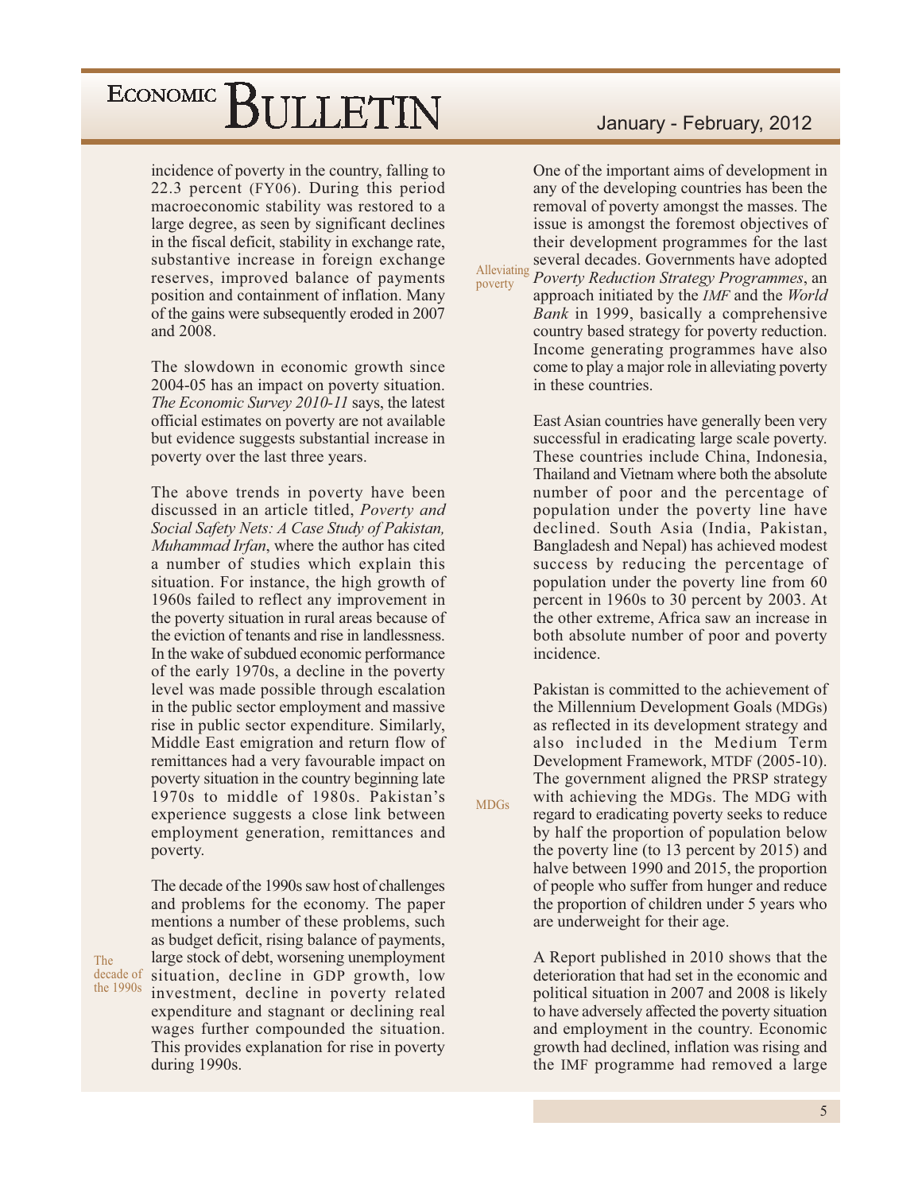incidence of poverty in the country, falling to 22.3 percent (FY06). During this period macroeconomic stability was restored to a large degree, as seen by significant declines in the fiscal deficit, stability in exchange rate, substantive increase in foreign exchange reserves, improved balance of payments position and containment of inflation. Many of the gains were subsequently eroded in 2007 and 2008.

The slowdown in economic growth since 2004-05 has an impact on poverty situation. *The Economic Survey 2010-11* says, the latest official estimates on poverty are not available but evidence suggests substantial increase in poverty over the last three years.

The above trends in poverty have been discussed in an article titled, *Poverty and Social Safety Nets: A Case Study of Pakistan, Muhammad Irfan*, where the author has cited a number of studies which explain this situation. For instance, the high growth of 1960s failed to reflect any improvement in the poverty situation in rural areas because of the eviction of tenants and rise in landlessness. In the wake of subdued economic performance of the early 1970s, a decline in the poverty level was made possible through escalation in the public sector employment and massive rise in public sector expenditure. Similarly, Middle East emigration and return flow of remittances had a very favourable impact on poverty situation in the country beginning late 1970s to middle of 1980s. Pakistan's experience suggests a close link between employment generation, remittances and poverty.

### The decade of the 1990s

The decade of the 1990s saw host of challenges and problems for the economy. The paper mentions a number of these problems, such as budget deficit, rising balance of payments, large stock of debt, worsening unemployment situation, decline in GDP growth, low investment, decline in poverty related expenditure and stagnant or declining real wages further compounded the situation. This provides explanation for rise in poverty during 1990s.

### Alleviating poverty

One of the important aims of development in any of the developing countries has been the removal of poverty amongst the masses. The issue is amongst the foremost objectives of their development programmes for the last several decades. Governments have adopted *Poverty Reduction Strategy Programmes*, an approach initiated by the *IMF* and the *World Bank* in 1999, basically a comprehensive country based strategy for poverty reduction. Income generating programmes have also come to play a major role in alleviating poverty in these countries.

East Asian countries have generally been very successful in eradicating large scale poverty. These countries include China, Indonesia, Thailand and Vietnam where both the absolute number of poor and the percentage of population under the poverty line have declined. South Asia (India, Pakistan, Bangladesh and Nepal) has achieved modest success by reducing the percentage of population under the poverty line from 60 percent in 1960s to 30 percent by 2003. At the other extreme, Africa saw an increase in both absolute number of poor and poverty incidence.

### MDGs

Pakistan is committed to the achievement of the Millennium Development Goals (MDGs) as reflected in its development strategy and also included in the Medium Term Development Framework, MTDF (2005-10). The government aligned the PRSP strategy with achieving the MDGs. The MDG with regard to eradicating poverty seeks to reduce by half the proportion of population below the poverty line (to 13 percent by 2015) and halve between 1990 and 2015, the proportion of people who suffer from hunger and reduce the proportion of children under 5 years who are underweight for their age.

A Report published in 2010 shows that the deterioration that had set in the economic and political situation in 2007 and 2008 is likely to have adversely affected the poverty situation and employment in the country. Economic growth had declined, inflation was rising and the IMF programme had removed a large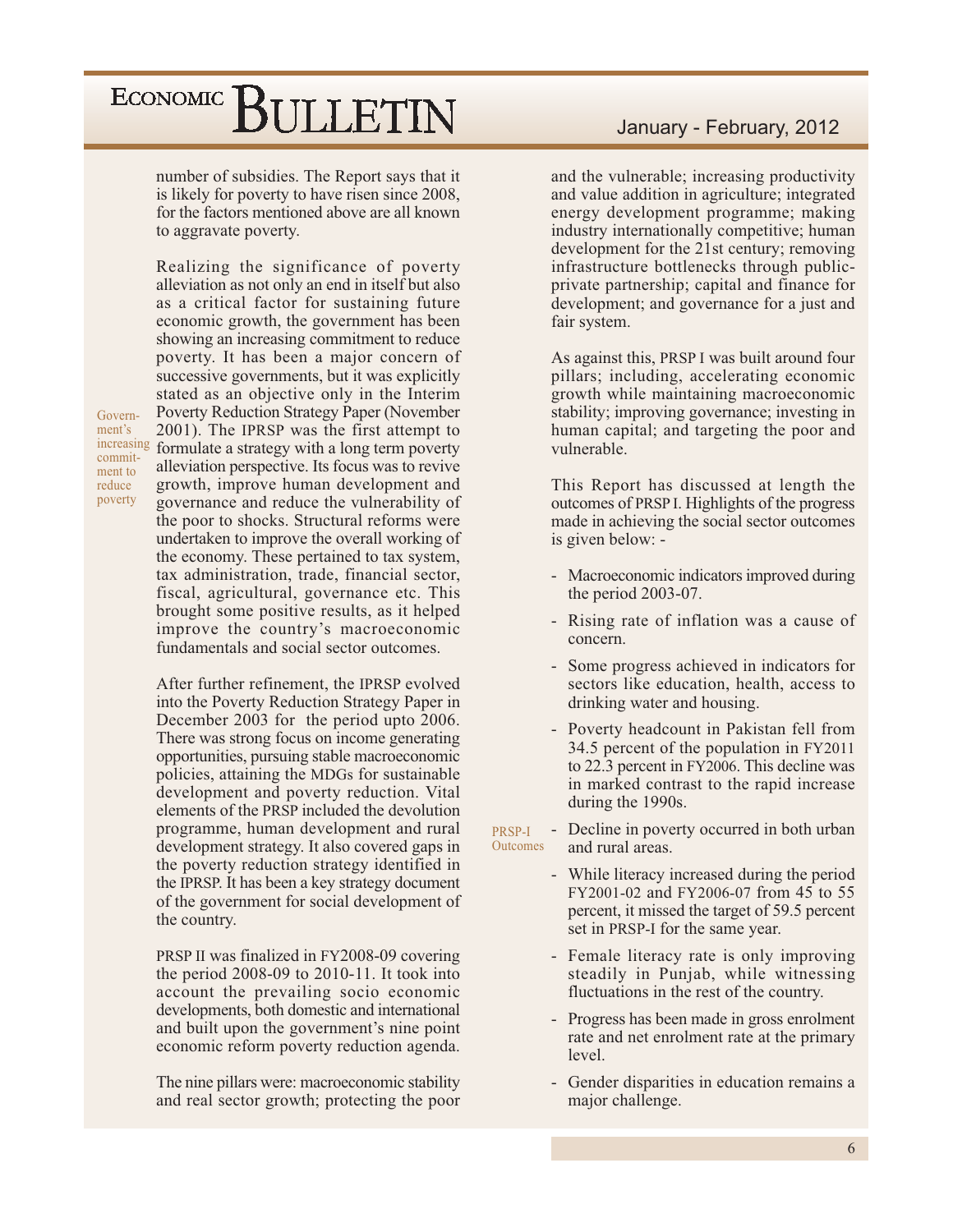number of subsidies. The Report says that it is likely for poverty to have risen since 2008, for the factors mentioned above are all known to aggravate poverty.

Government's increasing commitment to reduce poverty

Realizing the significance of poverty alleviation as not only an end in itself but also as a critical factor for sustaining future economic growth, the government has been showing an increasing commitment to reduce poverty. It has been a major concern of successive governments, but it was explicitly stated as an objective only in the Interim Poverty Reduction Strategy Paper (November 2001). The IPRSP was the first attempt to formulate a strategy with a long term poverty alleviation perspective. Its focus was to revive growth, improve human development and governance and reduce the vulnerability of the poor to shocks. Structural reforms were undertaken to improve the overall working of the economy. These pertained to tax system, tax administration, trade, financial sector, fiscal, agricultural, governance etc. This brought some positive results, as it helped improve the country's macroeconomic fundamentals and social sector outcomes.

After further refinement, the IPRSP evolved into the Poverty Reduction Strategy Paper in December 2003 for the period upto 2006. There was strong focus on income generating opportunities, pursuing stable macroeconomic policies, attaining the MDGs for sustainable development and poverty reduction. Vital elements of the PRSP included the devolution programme, human development and rural development strategy. It also covered gaps in the poverty reduction strategy identified in the IPRSP. It has been a key strategy document of the government for social development of the country.

PRSP II was finalized in FY2008-09 covering the period 2008-09 to 2010-11. It took into account the prevailing socio economic developments, both domestic and international and built upon the government's nine point economic reform poverty reduction agenda.

The nine pillars were: macroeconomic stability and real sector growth; protecting the poor and the vulnerable; increasing productivity and value addition in agriculture; integrated energy development programme; making industry internationally competitive; human development for the 21st century; removing infrastructure bottlenecks through public-private partnership; capital and finance for development; and governance for a just and fair system.

As against this, PRSP I was built around four pillars; including, accelerating economic growth while maintaining macroeconomic stability; improving governance; investing in human capital; and targeting the poor and vulnerable.

This Report has discussed at length the outcomes of PRSP I. Highlights of the progress made in achieving the social sector outcomes is given below: -

PRSP-I Outcomes

- Macroeconomic indicators improved during the period 2003-07.
- Rising rate of inflation was a cause of concern.
- Some progress achieved in indicators for sectors like education, health, access to drinking water and housing.
- Poverty headcount in Pakistan fell from 34.5 percent of the population in FY2011 to 22.3 percent in FY2006. This decline was in marked contrast to the rapid increase during the 1990s.
- Decline in poverty occurred in both urban and rural areas.
- While literacy increased during the period FY2001-02 and FY2006-07 from 45 to 55 percent, it missed the target of 59.5 percent set in PRSP-I for the same year.
- Female literacy rate is only improving steadily in Punjab, while witnessing fluctuations in the rest of the country.
- Progress has been made in gross enrolment rate and net enrolment rate at the primary level.
- Gender disparities in education remains a major challenge.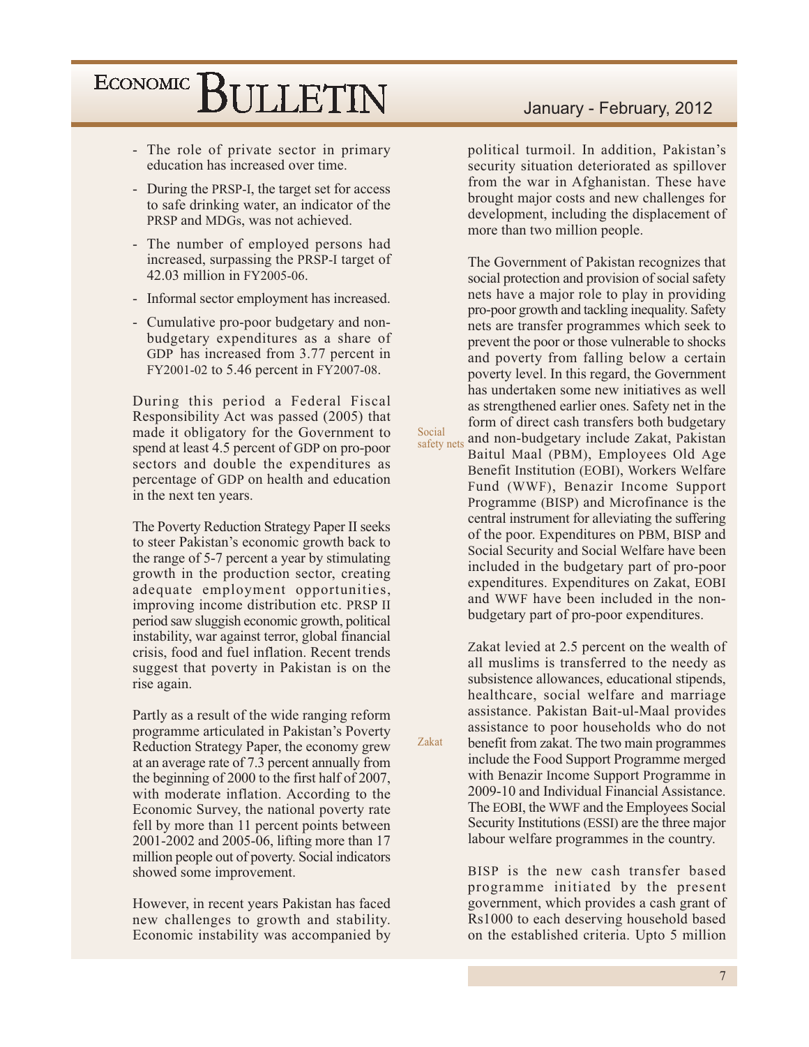- The role of private sector in primary education has increased over time.
- During the PRSP-I, the target set for access to safe drinking water, an indicator of the PRSP and MDGs, was not achieved.
- The number of employed persons had increased, surpassing the PRSP-I target of 42.03 million in FY2005-06.
- Informal sector employment has increased.
- Cumulative pro-poor budgetary and non-budgetary expenditures as a share of GDP has increased from 3.77 percent in FY2001-02 to 5.46 percent in FY2007-08.

During this period a Federal Fiscal Responsibility Act was passed (2005) that made it obligatory for the Government to spend at least 4.5 percent of GDP on pro-poor sectors and double the expenditures as percentage of GDP on health and education in the next ten years.

The Poverty Reduction Strategy Paper II seeks to steer Pakistan's economic growth back to the range of 5-7 percent a year by stimulating growth in the production sector, creating adequate employment opportunities, improving income distribution etc. PRSP II period saw sluggish economic growth, political instability, war against terror, global financial crisis, food and fuel inflation. Recent trends suggest that poverty in Pakistan is on the rise again.

Partly as a result of the wide ranging reform programme articulated in Pakistan's Poverty Reduction Strategy Paper, the economy grew at an average rate of 7.3 percent annually from the beginning of 2000 to the first half of 2007, with moderate inflation. According to the Economic Survey, the national poverty rate fell by more than 11 percent points between 2001-2002 and 2005-06, lifting more than 17 million people out of poverty. Social indicators showed some improvement.

However, in recent years Pakistan has faced new challenges to growth and stability. Economic instability was accompanied by political turmoil. In addition, Pakistan's security situation deteriorated as spillover from the war in Afghanistan. These have brought major costs and new challenges for development, including the displacement of more than two million people.

*Social safety nets*

The Government of Pakistan recognizes that social protection and provision of social safety nets have a major role to play in providing pro-poor growth and tackling inequality. Safety nets are transfer programmes which seek to prevent the poor or those vulnerable to shocks and poverty from falling below a certain poverty level. In this regard, the Government has undertaken some new initiatives as well as strengthened earlier ones. Safety net in the form of direct cash transfers both budgetary and non-budgetary include Zakat, Pakistan Baitul Maal (PBM), Employees Old Age Benefit Institution (EOBI), Workers Welfare Fund (WWF), Benazir Income Support Programme (BISP) and Microfinance is the central instrument for alleviating the suffering of the poor. Expenditures on PBM, BISP and Social Security and Social Welfare have been included in the budgetary part of pro-poor expenditures. Expenditures on Zakat, EOBI and WWF have been included in the non-budgetary part of pro-poor expenditures.

*Zakat*

Zakat levied at 2.5 percent on the wealth of all muslims is transferred to the needy as subsistence allowances, educational stipends, healthcare, social welfare and marriage assistance. Pakistan Bait-ul-Maal provides assistance to poor households who do not benefit from zakat. The two main programmes include the Food Support Programme merged with Benazir Income Support Programme in 2009-10 and Individual Financial Assistance. The EOBI, the WWF and the Employees Social Security Institutions (ESSI) are the three major labour welfare programmes in the country.

BISP is the new cash transfer based programme initiated by the present government, which provides a cash grant of Rs1000 to each deserving household based on the established criteria. Upto 5 million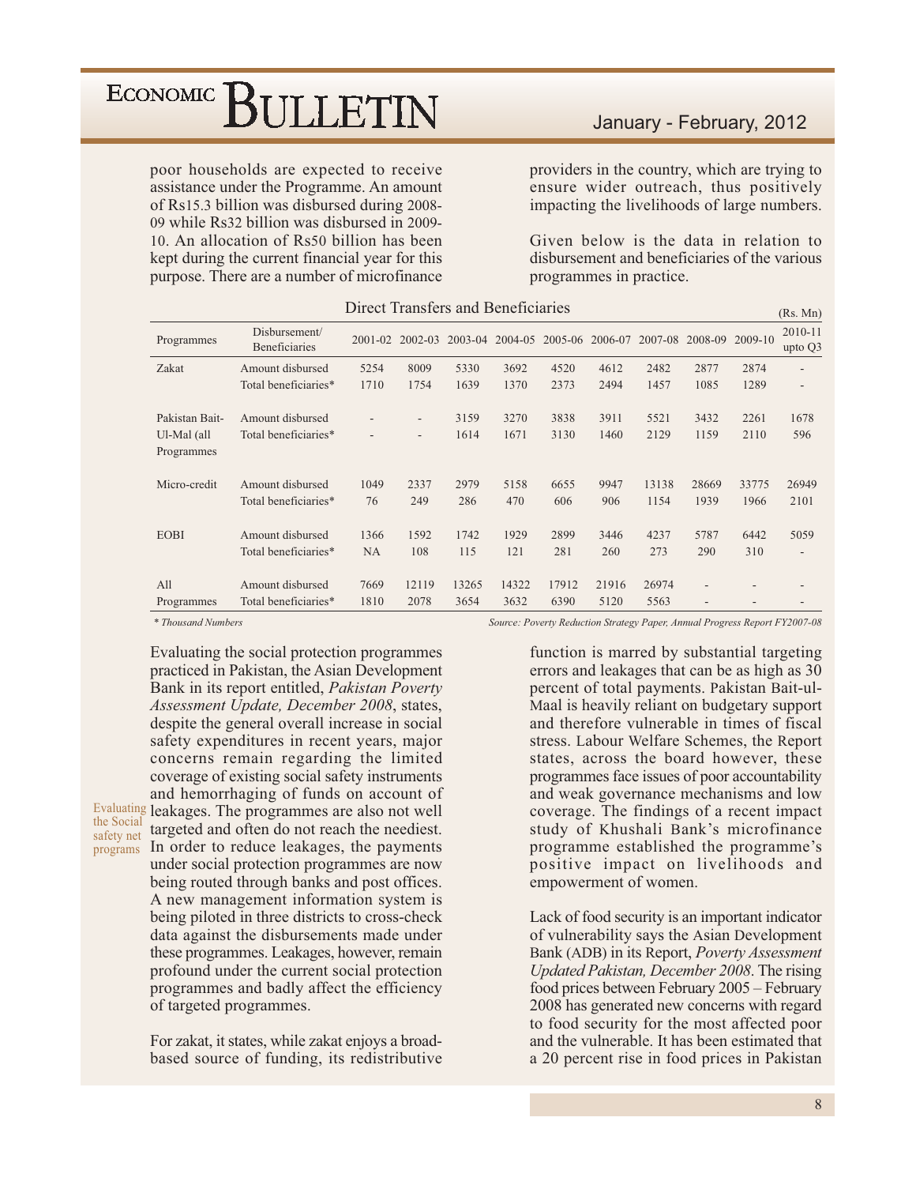poor households are expected to receive assistance under the Programme. An amount of Rs15.3 billion was disbursed during 2008-09 while Rs32 billion was disbursed in 2009-10. An allocation of Rs50 billion has been kept during the current financial year for this purpose. There are a number of microfinance providers in the country, which are trying to ensure wider outreach, thus positively impacting the livelihoods of large numbers.

Given below is the data in relation to disbursement and beneficiaries of the various programmes in practice.

**Direct Transfers and Beneficiaries** (Rs. Mn)

| Programmes | Disbursement/ Beneficiaries | 2001-02 | 2002-03 | 2003-04 | 2004-05 | 2005-06 | 2006-07 | 2007-08 | 2008-09 | 2009-10 | 2010-11 upto Q3 |
|---|---|---|---|---|---|---|---|---|---|---|---|
| Zakat | Amount disbursed | 5254 | 8009 | 5330 | 3692 | 4520 | 4612 | 2482 | 2877 | 2874 | - |
| | Total beneficiaries* | 1710 | 1754 | 1639 | 1370 | 2373 | 2494 | 1457 | 1085 | 1289 | - |
| Pakistan Bait-Ul-Mal (all Programmes | Amount disbursed | - | - | 3159 | 3270 | 3838 | 3911 | 5521 | 3432 | 2261 | 1678 |
| | Total beneficiaries* | - | - | 1614 | 1671 | 3130 | 1460 | 2129 | 1159 | 2110 | 596 |
| Micro-credit | Amount disbursed | 1049 | 2337 | 2979 | 5158 | 6655 | 9947 | 13138 | 28669 | 33775 | 26949 |
| | Total beneficiaries* | 76 | 249 | 286 | 470 | 606 | 906 | 1154 | 1939 | 1966 | 2101 |
| EOBI | Amount disbursed | 1366 | 1592 | 1742 | 1929 | 2899 | 3446 | 4237 | 5787 | 6442 | 5059 |
| | Total beneficiaries* | NA | 108 | 115 | 121 | 281 | 260 | 273 | 290 | 310 | - |
| All Programmes | Amount disbursed | 7669 | 12119 | 13265 | 14322 | 17912 | 21916 | 26974 | - | - | - |
| | Total beneficiaries* | 1810 | 2078 | 3654 | 3632 | 6390 | 5120 | 5563 | - | - | - |

*\* Thousand Numbers*

*Source: Poverty Reduction Strategy Paper, Annual Progress Report FY2007-08*

**Evaluating the Social safety net programs**

Evaluating the social protection programmes practiced in Pakistan, the Asian Development Bank in its report entitled, *Pakistan Poverty Assessment Update, December 2008*, states, despite the general overall increase in social safety expenditures in recent years, major concerns remain regarding the limited coverage of existing social safety instruments and hemorrhaging of funds on account of leakages. The programmes are also not well targeted and often do not reach the neediest. In order to reduce leakages, the payments under social protection programmes are now being routed through banks and post offices. A new management information system is being piloted in three districts to cross-check data against the disbursements made under these programmes. Leakages, however, remain profound under the current social protection programmes and badly affect the efficiency of targeted programmes.

For zakat, it states, while zakat enjoys a broad-based source of funding, its redistributive function is marred by substantial targeting errors and leakages that can be as high as 30 percent of total payments. Pakistan Bait-ul-Maal is heavily reliant on budgetary support and therefore vulnerable in times of fiscal stress. Labour Welfare Schemes, the Report states, across the board however, these programmes face issues of poor accountability and weak governance mechanisms and low coverage. The findings of a recent impact study of Khushali Bank's microfinance programme established the programme's positive impact on livelihoods and empowerment of women.

Lack of food security is an important indicator of vulnerability says the Asian Development Bank (ADB) in its Report, *Poverty Assessment Updated Pakistan, December 2008*. The rising food prices between February 2005 – February 2008 has generated new concerns with regard to food security for the most affected poor and the vulnerable. It has been estimated that a 20 percent rise in food prices in Pakistan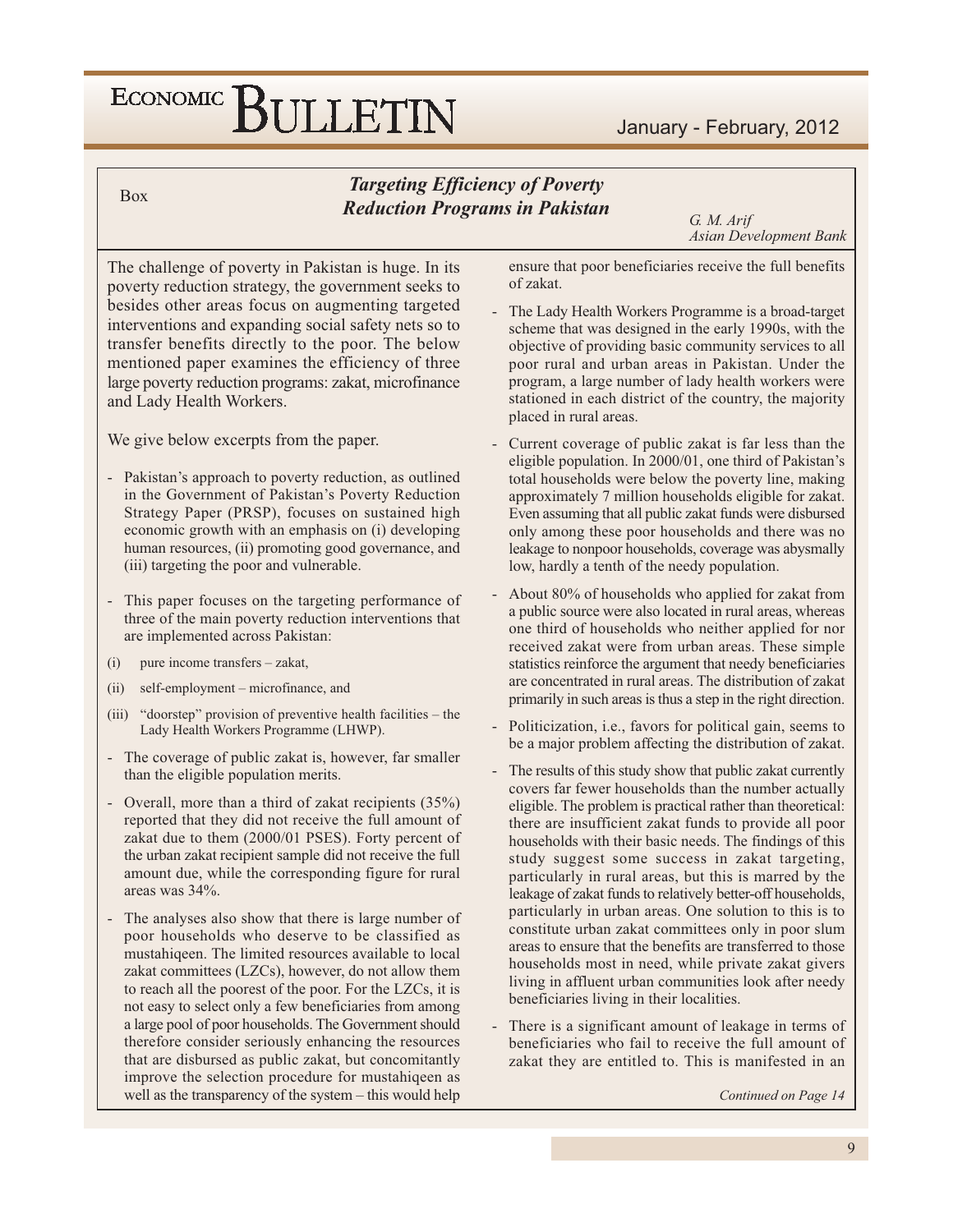Box

## *Targeting Efficiency of Poverty Reduction Programs in Pakistan*

*G. M. Arif*
*Asian Development Bank*

The challenge of poverty in Pakistan is huge. In its poverty reduction strategy, the government seeks to besides other areas focus on augmenting targeted interventions and expanding social safety nets so to transfer benefits directly to the poor. The below mentioned paper examines the efficiency of three large poverty reduction programs: zakat, microfinance and Lady Health Workers.

We give below excerpts from the paper.

- Pakistan's approach to poverty reduction, as outlined in the Government of Pakistan's Poverty Reduction Strategy Paper (PRSP), focuses on sustained high economic growth with an emphasis on (i) developing human resources, (ii) promoting good governance, and (iii) targeting the poor and vulnerable.

- This paper focuses on the targeting performance of three of the main poverty reduction interventions that are implemented across Pakistan:

(i) pure income transfers – zakat,

(ii) self-employment – microfinance, and

(iii) "doorstep" provision of preventive health facilities – the Lady Health Workers Programme (LHWP).

- The coverage of public zakat is, however, far smaller than the eligible population merits.

- Overall, more than a third of zakat recipients (35%) reported that they did not receive the full amount of zakat due to them (2000/01 PSES). Forty percent of the urban zakat recipient sample did not receive the full amount due, while the corresponding figure for rural areas was 34%.

- The analyses also show that there is large number of poor households who deserve to be classified as mustahiqeen. The limited resources available to local zakat committees (LZCs), however, do not allow them to reach all the poorest of the poor. For the LZCs, it is not easy to select only a few beneficiaries from among a large pool of poor households. The Government should therefore consider seriously enhancing the resources that are disbursed as public zakat, but concomitantly improve the selection procedure for mustahiqeen as well as the transparency of the system – this would help ensure that poor beneficiaries receive the full benefits of zakat.

- The Lady Health Workers Programme is a broad-target scheme that was designed in the early 1990s, with the objective of providing basic community services to all poor rural and urban areas in Pakistan. Under the program, a large number of lady health workers were stationed in each district of the country, the majority placed in rural areas.

- Current coverage of public zakat is far less than the eligible population. In 2000/01, one third of Pakistan's total households were below the poverty line, making approximately 7 million households eligible for zakat. Even assuming that all public zakat funds were disbursed only among these poor households and there was no leakage to nonpoor households, coverage was abysmally low, hardly a tenth of the needy population.

- About 80% of households who applied for zakat from a public source were also located in rural areas, whereas one third of households who neither applied for nor received zakat were from urban areas. These simple statistics reinforce the argument that needy beneficiaries are concentrated in rural areas. The distribution of zakat primarily in such areas is thus a step in the right direction.

- Politicization, i.e., favors for political gain, seems to be a major problem affecting the distribution of zakat.

- The results of this study show that public zakat currently covers far fewer households than the number actually eligible. The problem is practical rather than theoretical: there are insufficient zakat funds to provide all poor households with their basic needs. The findings of this study suggest some success in zakat targeting, particularly in rural areas, but this is marred by the leakage of zakat funds to relatively better-off households, particularly in urban areas. One solution to this is to constitute urban zakat committees only in poor slum areas to ensure that the benefits are transferred to those households most in need, while private zakat givers living in affluent urban communities look after needy beneficiaries living in their localities.

- There is a significant amount of leakage in terms of beneficiaries who fail to receive the full amount of zakat they are entitled to. This is manifested in an

*Continued on Page 14*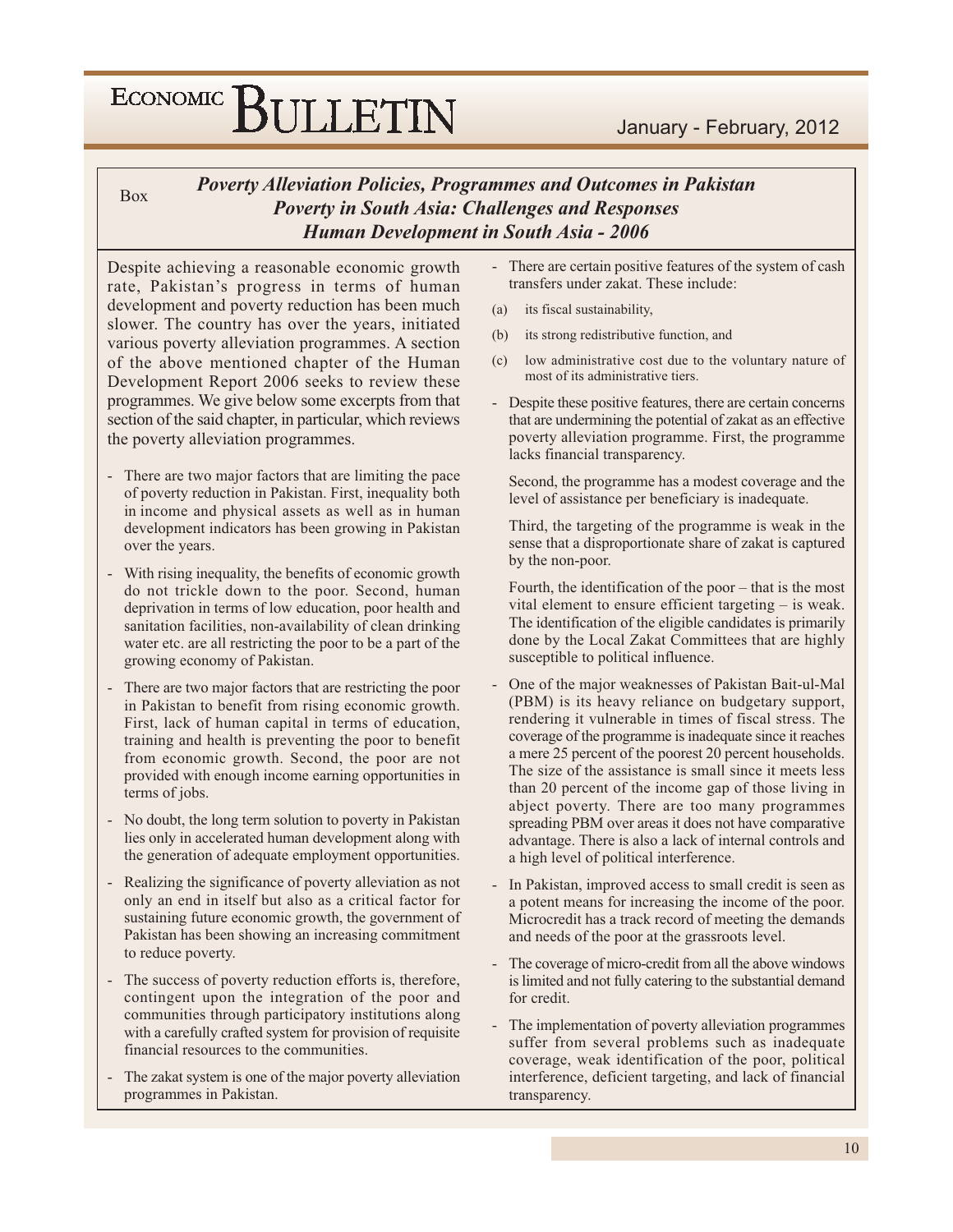Box

## *Poverty Alleviation Policies, Programmes and Outcomes in Pakistan*
## *Poverty in South Asia: Challenges and Responses*
## *Human Development in South Asia - 2006*

Despite achieving a reasonable economic growth rate, Pakistan's progress in terms of human development and poverty reduction has been much slower. The country has over the years, initiated various poverty alleviation programmes. A section of the above mentioned chapter of the Human Development Report 2006 seeks to review these programmes. We give below some excerpts from that section of the said chapter, in particular, which reviews the poverty alleviation programmes.

- There are two major factors that are limiting the pace of poverty reduction in Pakistan. First, inequality both in income and physical assets as well as in human development indicators has been growing in Pakistan over the years.
- With rising inequality, the benefits of economic growth do not trickle down to the poor. Second, human deprivation in terms of low education, poor health and sanitation facilities, non-availability of clean drinking water etc. are all restricting the poor to be a part of the growing economy of Pakistan.
- There are two major factors that are restricting the poor in Pakistan to benefit from rising economic growth. First, lack of human capital in terms of education, training and health is preventing the poor to benefit from economic growth. Second, the poor are not provided with enough income earning opportunities in terms of jobs.
- No doubt, the long term solution to poverty in Pakistan lies only in accelerated human development along with the generation of adequate employment opportunities.
- Realizing the significance of poverty alleviation as not only an end in itself but also as a critical factor for sustaining future economic growth, the government of Pakistan has been showing an increasing commitment to reduce poverty.
- The success of poverty reduction efforts is, therefore, contingent upon the integration of the poor and communities through participatory institutions along with a carefully crafted system for provision of requisite financial resources to the communities.
- The zakat system is one of the major poverty alleviation programmes in Pakistan.
- There are certain positive features of the system of cash transfers under zakat. These include:

(a) its fiscal sustainability,

(b) its strong redistributive function, and

(c) low administrative cost due to the voluntary nature of most of its administrative tiers.

- Despite these positive features, there are certain concerns that are undermining the potential of zakat as an effective poverty alleviation programme. First, the programme lacks financial transparency.

  Second, the programme has a modest coverage and the level of assistance per beneficiary is inadequate.

  Third, the targeting of the programme is weak in the sense that a disproportionate share of zakat is captured by the non-poor.

  Fourth, the identification of the poor – that is the most vital element to ensure efficient targeting – is weak. The identification of the eligible candidates is primarily done by the Local Zakat Committees that are highly susceptible to political influence.

- One of the major weaknesses of Pakistan Bait-ul-Mal (PBM) is its heavy reliance on budgetary support, rendering it vulnerable in times of fiscal stress. The coverage of the programme is inadequate since it reaches a mere 25 percent of the poorest 20 percent households. The size of the assistance is small since it meets less than 20 percent of the income gap of those living in abject poverty. There are too many programmes spreading PBM over areas it does not have comparative advantage. There is also a lack of internal controls and a high level of political interference.
- In Pakistan, improved access to small credit is seen as a potent means for increasing the income of the poor. Microcredit has a track record of meeting the demands and needs of the poor at the grassroots level.
- The coverage of micro-credit from all the above windows is limited and not fully catering to the substantial demand for credit.
- The implementation of poverty alleviation programmes suffer from several problems such as inadequate coverage, weak identification of the poor, political interference, deficient targeting, and lack of financial transparency.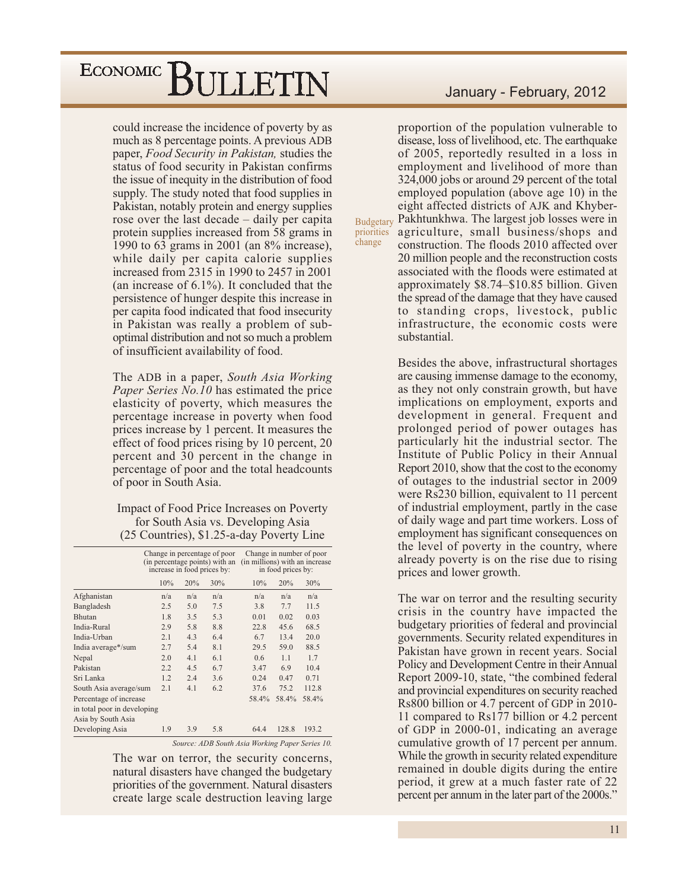could increase the incidence of poverty by as much as 8 percentage points. A previous ADB paper, *Food Security in Pakistan,* studies the status of food security in Pakistan confirms the issue of inequity in the distribution of food supply. The study noted that food supplies in Pakistan, notably protein and energy supplies rose over the last decade – daily per capita protein supplies increased from 58 grams in 1990 to 63 grams in 2001 (an 8% increase), while daily per capita calorie supplies increased from 2315 in 1990 to 2457 in 2001 (an increase of 6.1%). It concluded that the persistence of hunger despite this increase in per capita food indicated that food insecurity in Pakistan was really a problem of sub-optimal distribution and not so much a problem of insufficient availability of food.

The ADB in a paper, *South Asia Working Paper Series No.10* has estimated the price elasticity of poverty, which measures the percentage increase in poverty when food prices increase by 1 percent. It measures the effect of food prices rising by 10 percent, 20 percent and 30 percent in the change in percentage of poor and the total headcounts of poor in South Asia.

Impact of Food Price Increases on Poverty for South Asia vs. Developing Asia (25 Countries), $1.25-a-day Poverty Line

| | Change in percentage of poor (in percentage points) with an increase in food prices by: | | | Change in number of poor (in millions) with an increase in food prices by: | | |
|---|---|---|---|---|---|---|
| | 10% | 20% | 30% | 10% | 20% | 30% |
| Afghanistan | n/a | n/a | n/a | n/a | n/a | n/a |
| Bangladesh | 2.5 | 5.0 | 7.5 | 3.8 | 7.7 | 11.5 |
| Bhutan | 1.8 | 3.5 | 5.3 | 0.01 | 0.02 | 0.03 |
| India-Rural | 2.9 | 5.8 | 8.8 | 22.8 | 45.6 | 68.5 |
| India-Urban | 2.1 | 4.3 | 6.4 | 6.7 | 13.4 | 20.0 |
| India average*/sum | 2.7 | 5.4 | 8.1 | 29.5 | 59.0 | 88.5 |
| Nepal | 2.0 | 4.1 | 6.1 | 0.6 | 1.1 | 1.7 |
| Pakistan | 2.2 | 4.5 | 6.7 | 3.47 | 6.9 | 10.4 |
| Sri Lanka | 1.2 | 2.4 | 3.6 | 0.24 | 0.47 | 0.71 |
| South Asia average/sum | 2.1 | 4.1 | 6.2 | 37.6 | 75.2 | 112.8 |
| Percentage of increase in total poor in developing Asia by South Asia | | | | 58.4% | 58.4% | 58.4% |
| Developing Asia | 1.9 | 3.9 | 5.8 | 64.4 | 128.8 | 193.2 |

*Source: ADB South Asia Working Paper Series 10.*

**Budgetary priorities change**

The war on terror, the security concerns, natural disasters have changed the budgetary priorities of the government. Natural disasters create large scale destruction leaving large proportion of the population vulnerable to disease, loss of livelihood, etc. The earthquake of 2005, reportedly resulted in a loss in employment and livelihood of more than 324,000 jobs or around 29 percent of the total employed population (above age 10) in the eight affected districts of AJK and Khyber-Pakhtunkhwa. The largest job losses were in agriculture, small business/shops and construction. The floods 2010 affected over 20 million people and the reconstruction costs associated with the floods were estimated at approximately $8.74–$10.85 billion. Given the spread of the damage that they have caused to standing crops, livestock, public infrastructure, the economic costs were substantial.

Besides the above, infrastructural shortages are causing immense damage to the economy, as they not only constrain growth, but have implications on employment, exports and development in general. Frequent and prolonged period of power outages has particularly hit the industrial sector. The Institute of Public Policy in their Annual Report 2010, show that the cost to the economy of outages to the industrial sector in 2009 were Rs230 billion, equivalent to 11 percent of industrial employment, partly in the case of daily wage and part time workers. Loss of employment has significant consequences on the level of poverty in the country, where already poverty is on the rise due to rising prices and lower growth.

The war on terror and the resulting security crisis in the country have impacted the budgetary priorities of federal and provincial governments. Security related expenditures in Pakistan have grown in recent years. Social Policy and Development Centre in their Annual Report 2009-10, state, "the combined federal and provincial expenditures on security reached Rs800 billion or 4.7 percent of GDP in 2010-11 compared to Rs177 billion or 4.2 percent of GDP in 2000-01, indicating an average cumulative growth of 17 percent per annum. While the growth in security related expenditure remained in double digits during the entire period, it grew at a much faster rate of 22 percent per annum in the later part of the 2000s."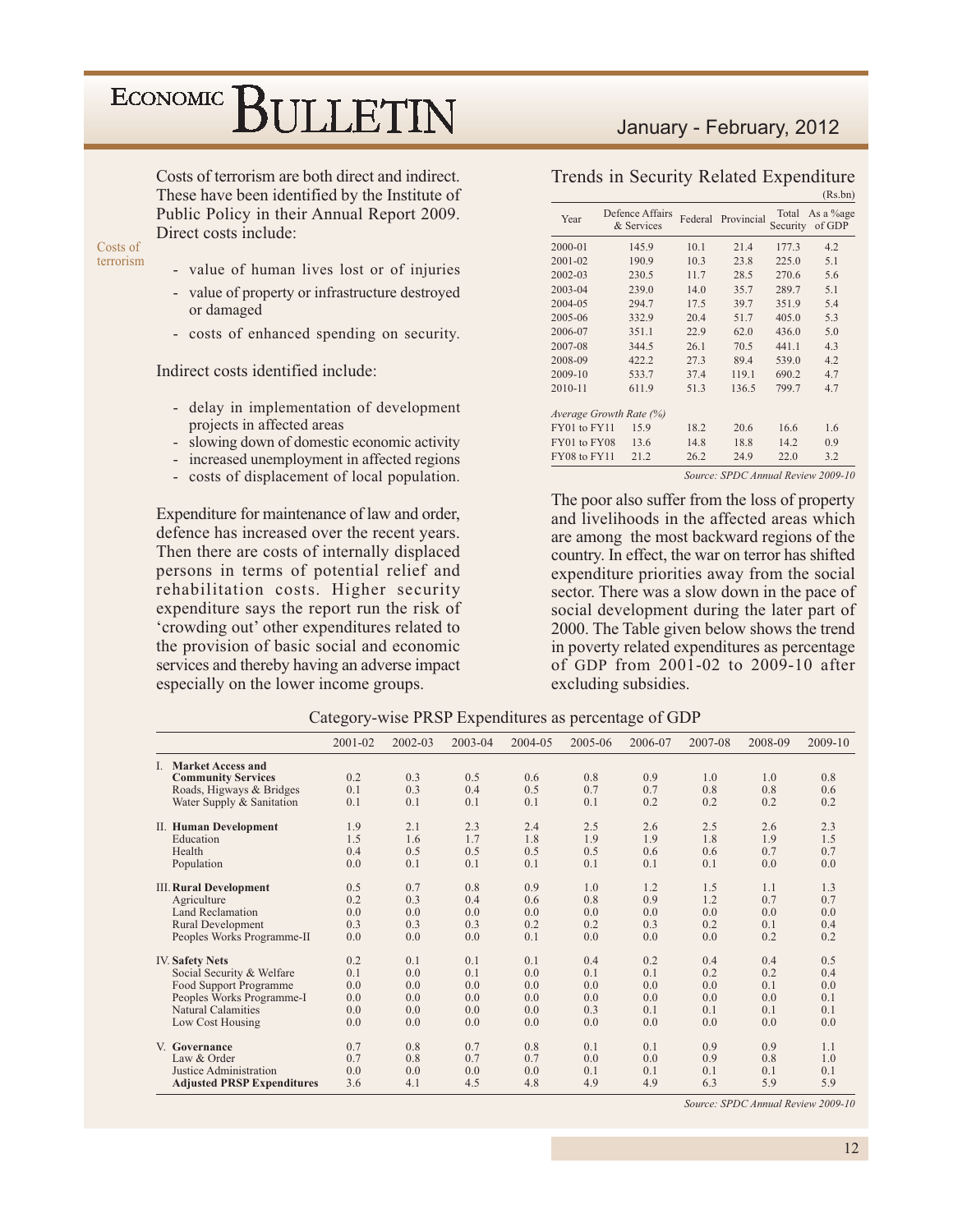Costs of terrorism are both direct and indirect. These have been identified by the Institute of Public Policy in their Annual Report 2009. Direct costs include:

Costs of terrorism

- value of human lives lost or of injuries
- value of property or infrastructure destroyed or damaged
- costs of enhanced spending on security.

Indirect costs identified include:

- delay in implementation of development projects in affected areas
- slowing down of domestic economic activity
- increased unemployment in affected regions
- costs of displacement of local population.

Expenditure for maintenance of law and order, defence has increased over the recent years. Then there are costs of internally displaced persons in terms of potential relief and rehabilitation costs. Higher security expenditure says the report run the risk of 'crowding out' other expenditures related to the provision of basic social and economic services and thereby having an adverse impact especially on the lower income groups.

### Trends in Security Related Expenditure

(Rs.bn)

| Year | Defence Affairs & Services | Federal | Provincial | Total Security | As a %age of GDP |
|---|---|---|---|---|---|
| 2000-01 | 145.9 | 10.1 | 21.4 | 177.3 | 4.2 |
| 2001-02 | 190.9 | 10.3 | 23.8 | 225.0 | 5.1 |
| 2002-03 | 230.5 | 11.7 | 28.5 | 270.6 | 5.6 |
| 2003-04 | 239.0 | 14.0 | 35.7 | 289.7 | 5.1 |
| 2004-05 | 294.7 | 17.5 | 39.7 | 351.9 | 5.4 |
| 2005-06 | 332.9 | 20.4 | 51.7 | 405.0 | 5.3 |
| 2006-07 | 351.1 | 22.9 | 62.0 | 436.0 | 5.0 |
| 2007-08 | 344.5 | 26.1 | 70.5 | 441.1 | 4.3 |
| 2008-09 | 422.2 | 27.3 | 89.4 | 539.0 | 4.2 |
| 2009-10 | 533.7 | 37.4 | 119.1 | 690.2 | 4.7 |
| 2010-11 | 611.9 | 51.3 | 136.5 | 799.7 | 4.7 |
| *Average Growth Rate (%)* | | | | | |
| FY01 to FY11 | 15.9 | 18.2 | 20.6 | 16.6 | 1.6 |
| FY01 to FY08 | 13.6 | 14.8 | 18.8 | 14.2 | 0.9 |
| FY08 to FY11 | 21.2 | 26.2 | 24.9 | 22.0 | 3.2 |

*Source: SPDC Annual Review 2009-10*

The poor also suffer from the loss of property and livelihoods in the affected areas which are among the most backward regions of the country. In effect, the war on terror has shifted expenditure priorities away from the social sector. There was a slow down in the pace of social development during the later part of 2000. The Table given below shows the trend in poverty related expenditures as percentage of GDP from 2001-02 to 2009-10 after excluding subsidies.

### Category-wise PRSP Expenditures as percentage of GDP

| | 2001-02 | 2002-03 | 2003-04 | 2004-05 | 2005-06 | 2006-07 | 2007-08 | 2008-09 | 2009-10 |
|---|---|---|---|---|---|---|---|---|---|
| I. **Market Access and Community Services** | 0.2 | 0.3 | 0.5 | 0.6 | 0.8 | 0.9 | 1.0 | 1.0 | 0.8 |
| Roads, Higways & Bridges | 0.1 | 0.3 | 0.4 | 0.5 | 0.7 | 0.7 | 0.8 | 0.8 | 0.6 |
| Water Supply & Sanitation | 0.1 | 0.1 | 0.1 | 0.1 | 0.1 | 0.2 | 0.2 | 0.2 | 0.2 |
| II. **Human Development** | 1.9 | 2.1 | 2.3 | 2.4 | 2.5 | 2.6 | 2.5 | 2.6 | 2.3 |
| Education | 1.5 | 1.6 | 1.7 | 1.8 | 1.9 | 1.9 | 1.8 | 1.9 | 1.5 |
| Health | 0.4 | 0.5 | 0.5 | 0.5 | 0.5 | 0.6 | 0.6 | 0.7 | 0.7 |
| Population | 0.0 | 0.1 | 0.1 | 0.1 | 0.1 | 0.1 | 0.1 | 0.0 | 0.0 |
| III. **Rural Development** | 0.5 | 0.7 | 0.8 | 0.9 | 1.0 | 1.2 | 1.5 | 1.1 | 1.3 |
| Agriculture | 0.2 | 0.3 | 0.4 | 0.6 | 0.8 | 0.9 | 1.2 | 0.7 | 0.7 |
| Land Reclamation | 0.0 | 0.0 | 0.0 | 0.0 | 0.0 | 0.0 | 0.0 | 0.0 | 0.0 |
| Rural Development | 0.3 | 0.3 | 0.3 | 0.2 | 0.2 | 0.3 | 0.2 | 0.1 | 0.4 |
| Peoples Works Programme-II | 0.0 | 0.0 | 0.0 | 0.1 | 0.0 | 0.0 | 0.0 | 0.2 | 0.2 |
| IV. **Safety Nets** | 0.2 | 0.1 | 0.1 | 0.1 | 0.4 | 0.2 | 0.4 | 0.4 | 0.5 |
| Social Security & Welfare | 0.1 | 0.0 | 0.1 | 0.0 | 0.1 | 0.1 | 0.2 | 0.2 | 0.4 |
| Food Support Programme | 0.0 | 0.0 | 0.0 | 0.0 | 0.0 | 0.0 | 0.0 | 0.1 | 0.0 |
| Peoples Works Programme-I | 0.0 | 0.0 | 0.0 | 0.0 | 0.0 | 0.0 | 0.0 | 0.0 | 0.1 |
| Natural Calamities | 0.0 | 0.0 | 0.0 | 0.0 | 0.3 | 0.1 | 0.1 | 0.1 | 0.1 |
| Low Cost Housing | 0.0 | 0.0 | 0.0 | 0.0 | 0.0 | 0.0 | 0.0 | 0.0 | 0.0 |
| V. **Governance** | 0.7 | 0.8 | 0.7 | 0.8 | 0.1 | 0.1 | 0.9 | 0.9 | 1.1 |
| Law & Order | 0.7 | 0.8 | 0.7 | 0.7 | 0.0 | 0.0 | 0.9 | 0.8 | 1.0 |
| Justice Administration | 0.0 | 0.0 | 0.0 | 0.0 | 0.1 | 0.1 | 0.1 | 0.1 | 0.1 |
| **Adjusted PRSP Expenditures** | 3.6 | 4.1 | 4.5 | 4.8 | 4.9 | 4.9 | 6.3 | 5.9 | 5.9 |

*Source: SPDC Annual Review 2009-10*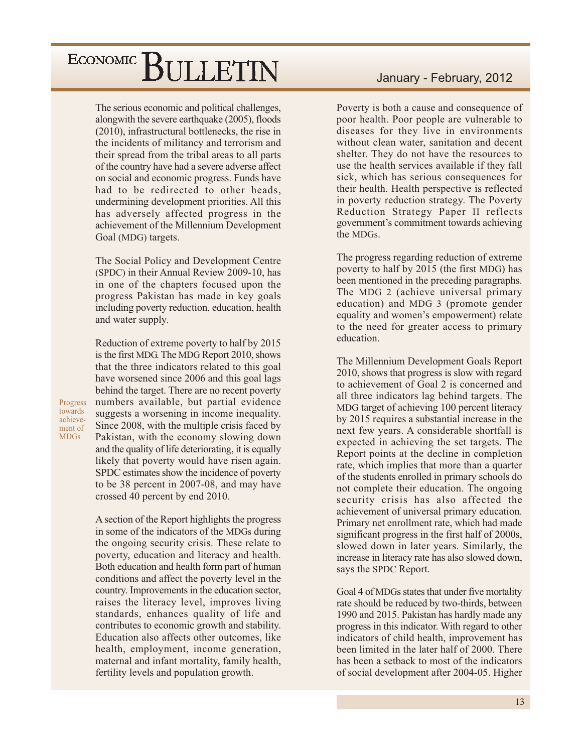The serious economic and political challenges, alongwith the severe earthquake (2005), floods (2010), infrastructural bottlenecks, the rise in the incidents of militancy and terrorism and their spread from the tribal areas to all parts of the country have had a severe adverse affect on social and economic progress. Funds have had to be redirected to other heads, undermining development priorities. All this has adversely affected progress in the achievement of the Millennium Development Goal (MDG) targets.

The Social Policy and Development Centre (SPDC) in their Annual Review 2009-10, has in one of the chapters focused upon the progress Pakistan has made in key goals including poverty reduction, education, health and water supply.

Progress towards achievement of MDGs

Reduction of extreme poverty to half by 2015 is the first MDG. The MDG Report 2010, shows that the three indicators related to this goal have worsened since 2006 and this goal lags behind the target. There are no recent poverty numbers available, but partial evidence suggests a worsening in income inequality. Since 2008, with the multiple crisis faced by Pakistan, with the economy slowing down and the quality of life deteriorating, it is equally likely that poverty would have risen again. SPDC estimates show the incidence of poverty to be 38 percent in 2007-08, and may have crossed 40 percent by end 2010.

A section of the Report highlights the progress in some of the indicators of the MDGs during the ongoing security crisis. These relate to poverty, education and literacy and health. Both education and health form part of human conditions and affect the poverty level in the country. Improvements in the education sector, raises the literacy level, improves living standards, enhances quality of life and contributes to economic growth and stability. Education also affects other outcomes, like health, employment, income generation, maternal and infant mortality, family health, fertility levels and population growth.

Poverty is both a cause and consequence of poor health. Poor people are vulnerable to diseases for they live in environments without clean water, sanitation and decent shelter. They do not have the resources to use the health services available if they fall sick, which has serious consequences for their health. Health perspective is reflected in poverty reduction strategy. The Poverty Reduction Strategy Paper II reflects government's commitment towards achieving the MDGs.

The progress regarding reduction of extreme poverty to half by 2015 (the first MDG) has been mentioned in the preceding paragraphs. The MDG 2 (achieve universal primary education) and MDG 3 (promote gender equality and women's empowerment) relate to the need for greater access to primary education.

The Millennium Development Goals Report 2010, shows that progress is slow with regard to achievement of Goal 2 is concerned and all three indicators lag behind targets. The MDG target of achieving 100 percent literacy by 2015 requires a substantial increase in the next few years. A considerable shortfall is expected in achieving the set targets. The Report points at the decline in completion rate, which implies that more than a quarter of the students enrolled in primary schools do not complete their education. The ongoing security crisis has also affected the achievement of universal primary education. Primary net enrollment rate, which had made significant progress in the first half of 2000s, slowed down in later years. Similarly, the increase in literacy rate has also slowed down, says the SPDC Report.

Goal 4 of MDGs states that under five mortality rate should be reduced by two-thirds, between 1990 and 2015. Pakistan has hardly made any progress in this indicator. With regard to other indicators of child health, improvement has been limited in the later half of 2000. There has been a setback to most of the indicators of social development after 2004-05. Higher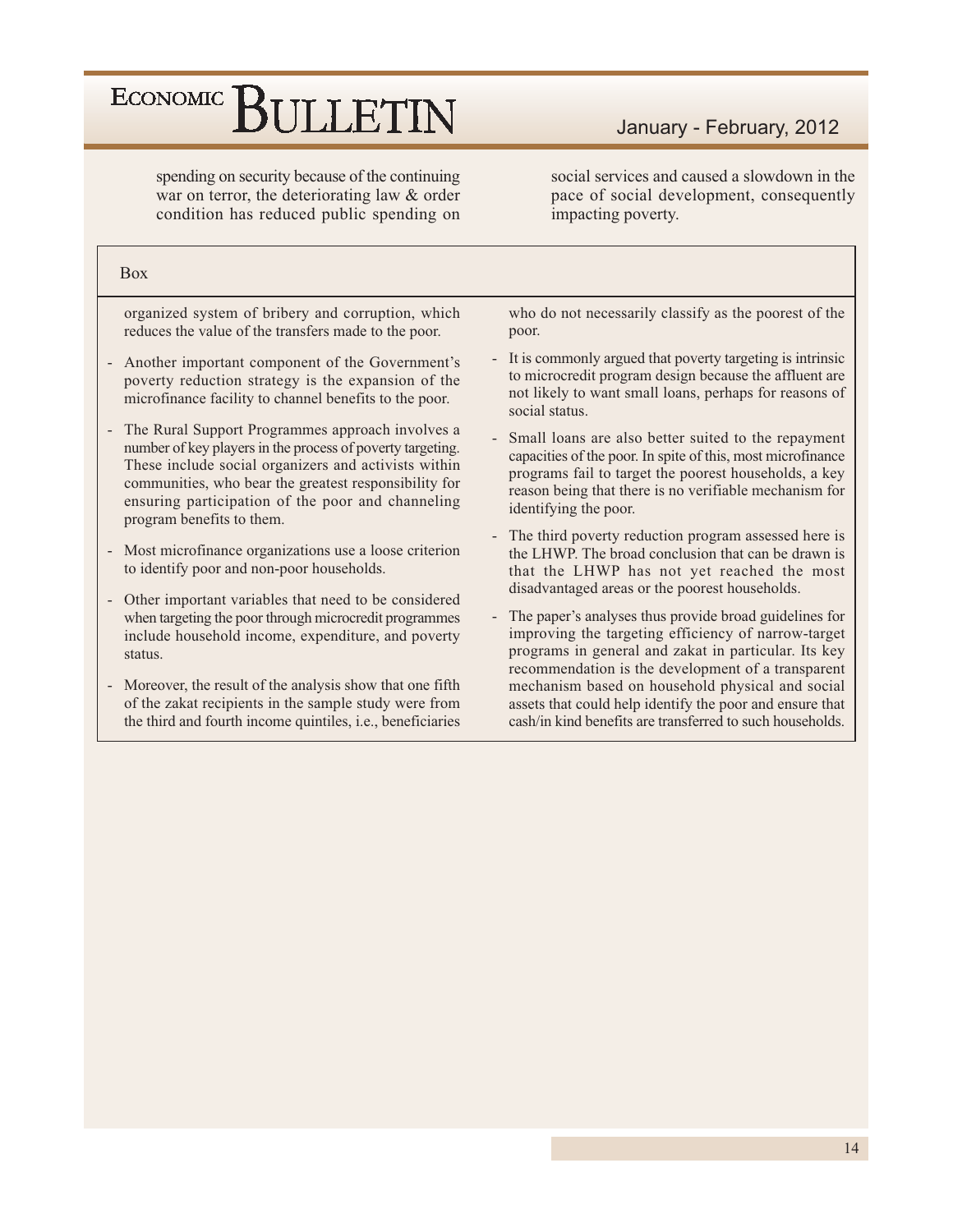spending on security because of the continuing war on terror, the deteriorating law & order condition has reduced public spending on social services and caused a slowdown in the pace of social development, consequently impacting poverty.

Box

organized system of bribery and corruption, which reduces the value of the transfers made to the poor.

- Another important component of the Government's poverty reduction strategy is the expansion of the microfinance facility to channel benefits to the poor.
- The Rural Support Programmes approach involves a number of key players in the process of poverty targeting. These include social organizers and activists within communities, who bear the greatest responsibility for ensuring participation of the poor and channeling program benefits to them.
- Most microfinance organizations use a loose criterion to identify poor and non-poor households.
- Other important variables that need to be considered when targeting the poor through microcredit programmes include household income, expenditure, and poverty status.
- Moreover, the result of the analysis show that one fifth of the zakat recipients in the sample study were from the third and fourth income quintiles, i.e., beneficiaries who do not necessarily classify as the poorest of the poor.
- It is commonly argued that poverty targeting is intrinsic to microcredit program design because the affluent are not likely to want small loans, perhaps for reasons of social status.
- Small loans are also better suited to the repayment capacities of the poor. In spite of this, most microfinance programs fail to target the poorest households, a key reason being that there is no verifiable mechanism for identifying the poor.
- The third poverty reduction program assessed here is the LHWP. The broad conclusion that can be drawn is that the LHWP has not yet reached the most disadvantaged areas or the poorest households.
- The paper's analyses thus provide broad guidelines for improving the targeting efficiency of narrow-target programs in general and zakat in particular. Its key recommendation is the development of a transparent mechanism based on household physical and social assets that could help identify the poor and ensure that cash/in kind benefits are transferred to such households.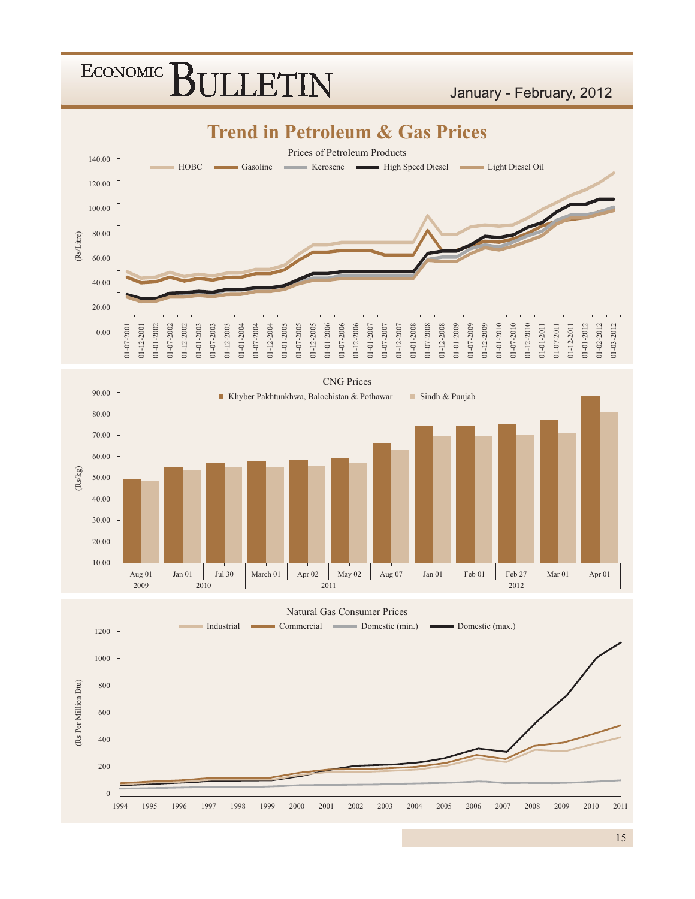# Trend in Petroleum & Gas Prices

Prices of Petroleum Products

HOBC | Gasoline | Kerosene | High Speed Diesel | Light Diesel Oil

(Rs/Litre)

CNG Prices

Khyber Pakhtunkhwa, Balochistan & Pothawar | Sindh & Punjab

(Rs/kg)

Natural Gas Consumer Prices

Industrial | Commercial | Domestic (min.) | Domestic (max.)

(Rs Per Million Btu)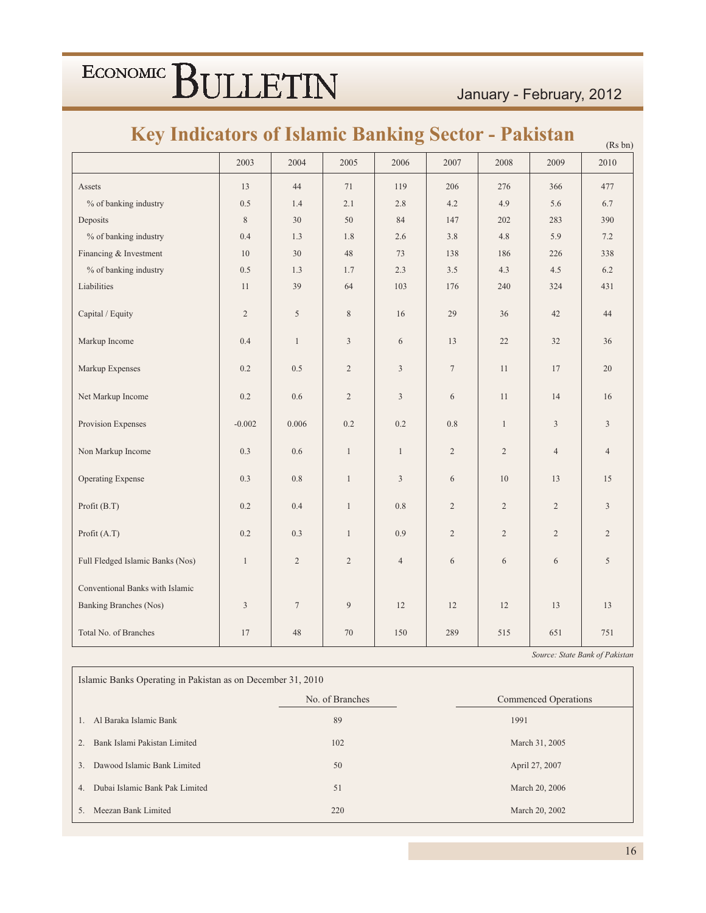# Key Indicators of Islamic Banking Sector - Pakistan

(Rs bn)

| | 2003 | 2004 | 2005 | 2006 | 2007 | 2008 | 2009 | 2010 |
|---|---|---|---|---|---|---|---|---|
| Assets | 13 | 44 | 71 | 119 | 206 | 276 | 366 | 477 |
| % of banking industry | 0.5 | 1.4 | 2.1 | 2.8 | 4.2 | 4.9 | 5.6 | 6.7 |
| Deposits | 8 | 30 | 50 | 84 | 147 | 202 | 283 | 390 |
| % of banking industry | 0.4 | 1.3 | 1.8 | 2.6 | 3.8 | 4.8 | 5.9 | 7.2 |
| Financing & Investment | 10 | 30 | 48 | 73 | 138 | 186 | 226 | 338 |
| % of banking industry | 0.5 | 1.3 | 1.7 | 2.3 | 3.5 | 4.3 | 4.5 | 6.2 |
| Liabilities | 11 | 39 | 64 | 103 | 176 | 240 | 324 | 431 |
| Capital / Equity | 2 | 5 | 8 | 16 | 29 | 36 | 42 | 44 |
| Markup Income | 0.4 | 1 | 3 | 6 | 13 | 22 | 32 | 36 |
| Markup Expenses | 0.2 | 0.5 | 2 | 3 | 7 | 11 | 17 | 20 |
| Net Markup Income | 0.2 | 0.6 | 2 | 3 | 6 | 11 | 14 | 16 |
| Provision Expenses | -0.002 | 0.006 | 0.2 | 0.2 | 0.8 | 1 | 3 | 3 |
| Non Markup Income | 0.3 | 0.6 | 1 | 1 | 2 | 2 | 4 | 4 |
| Operating Expense | 0.3 | 0.8 | 1 | 3 | 6 | 10 | 13 | 15 |
| Profit (B.T) | 0.2 | 0.4 | 1 | 0.8 | 2 | 2 | 2 | 3 |
| Profit (A.T) | 0.2 | 0.3 | 1 | 0.9 | 2 | 2 | 2 | 2 |
| Full Fledged Islamic Banks (Nos) | 1 | 2 | 2 | 4 | 6 | 6 | 6 | 5 |
| Conventional Banks with Islamic Banking Branches (Nos) | 3 | 7 | 9 | 12 | 12 | 12 | 13 | 13 |
| Total No. of Branches | 17 | 48 | 70 | 150 | 289 | 515 | 651 | 751 |

*Source: State Bank of Pakistan*

Islamic Banks Operating in Pakistan as on December 31, 2010

| | No. of Branches | Commenced Operations |
|---|---|---|
| 1. Al Baraka Islamic Bank | 89 | 1991 |
| 2. Bank Islami Pakistan Limited | 102 | March 31, 2005 |
| 3. Dawood Islamic Bank Limited | 50 | April 27, 2007 |
| 4. Dubai Islamic Bank Pak Limited | 51 | March 20, 2006 |
| 5. Meezan Bank Limited | 220 | March 20, 2002 |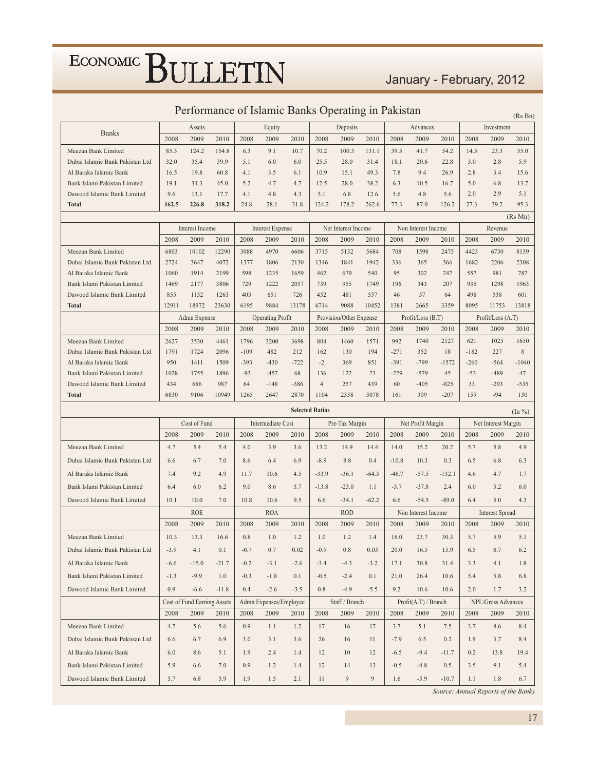## Performance of Islamic Banks Operating in Pakistan

(Rs Bn)

| Banks | Assets | | | Equity | | | Deposits | | | Advances | | | Investment | | |
|---|---|---|---|---|---|---|---|---|---|---|---|---|---|---|---|
| | 2008 | 2009 | 2010 | 2008 | 2009 | 2010 | 2008 | 2009 | 2010 | 2008 | 2009 | 2010 | 2008 | 2009 | 2010 |
| Meezan Bank Limited | 85.3 | 124.2 | 154.8 | 6.3 | 9.1 | 10.7 | 70.2 | 100.3 | 131.1 | 39.5 | 41.7 | 54.2 | 14.5 | 23.3 | 55.0 |
| Dubai Islamic Bank Pakistan Ltd | 32.0 | 35.4 | 39.9 | 5.1 | 6.0 | 6.0 | 25.5 | 28.0 | 31.4 | 18.1 | 20.6 | 22.8 | 3.0 | 2.8 | 5.9 |
| Al Baraka Islamic Bank | 16.5 | 19.8 | 60.8 | 4.1 | 3.5 | 6.1 | 10.9 | 15.1 | 49.3 | 7.8 | 9.4 | 26.9 | 2.8 | 3.4 | 15.6 |
| Bank Islami Pakistan Limited | 19.1 | 34.3 | 45.0 | 5.2 | 4.7 | 4.7 | 12.5 | 28.0 | 38.2 | 6.3 | 10.5 | 16.7 | 5.0 | 6.8 | 13.7 |
| Dawood Islamic Bank Limited | 9.6 | 13.1 | 17.7 | 4.1 | 4.8 | 4.3 | 5.1 | 6.8 | 12.6 | 5.6 | 4.8 | 5.6 | 2.0 | 2.9 | 5.1 |
| **Total** | **162.5** | **226.8** | **318.2** | **24.8** | **28.1** | **31.8** | **124.2** | **178.2** | **262.6** | **77.3** | **87.0** | **126.2** | **27.3** | **39.2** | **95.3** |

(Rs Mn)

| | Interest Income | | | Interest Expense | | | Net Interest Income | | | Non Interest Income | | | Revenue | | |
|---|---|---|---|---|---|---|---|---|---|---|---|---|---|---|---|
| | 2008 | 2009 | 2010 | 2008 | 2009 | 2010 | 2008 | 2009 | 2010 | 2008 | 2009 | 2010 | 2008 | 2009 | 2010 |
| Meezan Bank Limited | 6803 | 10102 | 12290 | 3088 | 4970 | 6606 | 3715 | 5132 | 5684 | 708 | 1598 | 2475 | 4423 | 6730 | 8159 |
| Dubai Islamic Bank Pakistan Ltd | 2724 | 3647 | 4072 | 1377 | 1806 | 2130 | 1346 | 1841 | 1942 | 336 | 365 | 366 | 1682 | 2206 | 2308 |
| Al Baraka Islamic Bank | 1060 | 1914 | 2199 | 598 | 1235 | 1659 | 462 | 679 | 540 | 95 | 302 | 247 | 557 | 981 | 787 |
| Bank Islami Pakistan Limited | 1469 | 2177 | 3806 | 729 | 1222 | 2057 | 739 | 955 | 1749 | 196 | 343 | 207 | 935 | 1298 | 1963 |
| Dawood Islamic Bank Limited | 855 | 1132 | 1263 | 403 | 651 | 726 | 452 | 481 | 537 | 46 | 57 | 64 | 498 | 538 | 601 |
| **Total** | **12911** | **18972** | **23630** | **6195** | **9884** | **13178** | **6714** | **9088** | **10452** | **1381** | **2665** | **3359** | **8095** | **11753** | **13818** |
| | **Admn Expense** | | | **Operating Profit** | | | **Provision/Other Expense** | | | **Profit/Loss (B.T)** | | | **Profit/Loss (A.T)** | | |
| | 2008 | 2009 | 2010 | 2008 | 2009 | 2010 | 2008 | 2009 | 2010 | 2008 | 2009 | 2010 | 2008 | 2009 | 2010 |
| Meezan Bank Limited | 2627 | 3530 | 4461 | 1796 | 3200 | 3698 | 804 | 1460 | 1571 | 992 | 1740 | 2127 | 621 | 1025 | 1650 |
| Dubai Islamic Bank Pakistan Ltd | 1791 | 1724 | 2096 | -109 | 482 | 212 | 162 | 130 | 194 | -271 | 352 | 18 | -182 | 227 | 8 |
| Al Baraka Islamic Bank | 950 | 1411 | 1509 | -393 | -430 | -722 | -2 | 369 | 851 | -391 | -799 | -1572 | -260 | -564 | -1040 |
| Bank Islami Pakistan Limited | 1028 | 1755 | 1896 | -93 | -457 | 68 | 136 | 122 | 23 | -229 | -579 | 45 | -53 | -489 | 47 |
| Dawood Islamic Bank Limited | 434 | 686 | 987 | 64 | -148 | -386 | 4 | 257 | 439 | 60 | -405 | -825 | 33 | -293 | -535 |
| **Total** | **6830** | **9106** | **10949** | **1265** | **2647** | **2870** | **1104** | **2338** | **3078** | **161** | **309** | **-207** | **159** | **-94** | **130** |

**Selected Ratios** (In %)

| | Cost of Fund | | | Intermediate Cost | | | Pre-Tax Margin | | | Net Profit Margin | | | Net Interest Margin | | |
|---|---|---|---|---|---|---|---|---|---|---|---|---|---|---|---|
| | 2008 | 2009 | 2010 | 2008 | 2009 | 2010 | 2008 | 2009 | 2010 | 2008 | 2009 | 2010 | 2008 | 2009 | 2010 |
| Meezan Bank Limited | 4.7 | 5.4 | 5.4 | 4.0 | 3.9 | 3.6 | 13.2 | 14.9 | 14.4 | 14.0 | 15.2 | 20.2 | 5.7 | 5.8 | 4.9 |
| Dubai Islamic Bank Pakistan Ltd | 6.6 | 6.7 | 7.0 | 8.6 | 6.4 | 6.9 | -8.9 | 8.8 | 0.4 | -10.8 | 10.3 | 0.3 | 6.5 | 6.8 | 6.3 |
| Al Baraka Islamic Bank | 7.4 | 9.2 | 4.9 | 11.7 | 10.6 | 4.5 | -33.9 | -36.1 | -64.3 | -46.7 | -57.5 | -132.1 | 4.6 | 4.7 | 1.7 |
| Bank Islami Pakistan Limited | 6.4 | 6.0 | 6.2 | 9.0 | 8.6 | 5.7 | -13.8 | -23.0 | 1.1 | -5.7 | -37.8 | 2.4 | 6.0 | 5.2 | 6.0 |
| Dawood Islamic Bank Limited | 10.1 | 10.0 | 7.0 | 10.8 | 10.6 | 9.5 | 6.6 | -34.1 | -62.2 | 6.6 | -54.5 | -89.0 | 6.4 | 5.0 | 4.3 |
| | **ROE** | | | **ROA** | | | **ROD** | | | **Non Interest Income** | | | **Interest Spread** | | |
| | 2008 | 2009 | 2010 | 2008 | 2009 | 2010 | 2008 | 2009 | 2010 | 2008 | 2009 | 2010 | 2008 | 2009 | 2010 |
| Meezan Bank Limited | 10.3 | 13.3 | 16.6 | 0.8 | 1.0 | 1.2 | 1.0 | 1.2 | 1.4 | 16.0 | 23.7 | 30.3 | 5.7 | 5.9 | 5.1 |
| Dubai Islamic Bank Pakistan Ltd | -3.9 | 4.1 | 0.1 | -0.7 | 0.7 | 0.02 | -0.9 | 0.8 | 0.03 | 20.0 | 16.5 | 15.9 | 6.5 | 6.7 | 6.2 |
| Al Baraka Islamic Bank | -6.6 | -15.0 | -21.7 | -0.2 | -3.1 | -2.6 | -3.4 | -4.3 | -3.2 | 17.1 | 30.8 | 31.4 | 3.3 | 4.1 | 1.8 |
| Bank Islami Pakistan Limited | -1.3 | -9.9 | 1.0 | -0.3 | -1.8 | 0.1 | -0.5 | -2.4 | 0.1 | 21.0 | 26.4 | 10.6 | 5.4 | 5.8 | 6.8 |
| Dawood Islamic Bank Limited | 0.9 | -6.6 | -11.8 | 0.4 | -2.6 | -3.5 | 0.8 | -4.9 | -5.5 | 9.2 | 10.6 | 10.6 | 2.0 | 1.7 | 3.2 |
| | **Cost of Fund Earning Assets** | | | **Admn Expenses/Employee** | | | **Staff / Branch** | | | **Profit(A.T) / Branch** | | | **NPL/Gross Advances** | | |
| | 2008 | 2009 | 2010 | 2008 | 2009 | 2010 | 2008 | 2009 | 2010 | 2008 | 2009 | 2010 | 2008 | 2009 | 2010 |
| Meezan Bank Limited | 4.7 | 5.6 | 5.6 | 0.9 | 1.1 | 1.2 | 17 | 16 | 17 | 3.7 | 5.1 | 7.5 | 3.7 | 8.6 | 8.4 |
| Dubai Islamic Bank Pakistan Ltd | 6.6 | 6.7 | 6.9 | 3.0 | 3.1 | 3.6 | 26 | 16 | 11 | -7.9 | 6.5 | 0.2 | 1.9 | 3.7 | 8.4 |
| Al Baraka Islamic Bank | 6.0 | 8.6 | 5.1 | 1.9 | 2.4 | 1.4 | 12 | 10 | 12 | -6.5 | -9.4 | -11.7 | 0.2 | 13.8 | 19.4 |
| Bank Islami Pakistan Limited | 5.9 | 6.6 | 7.0 | 0.9 | 1.2 | 1.4 | 12 | 14 | 13 | -0.5 | -4.8 | 0.5 | 3.5 | 9.1 | 5.4 |
| Dawood Islamic Bank Limited | 5.7 | 6.8 | 5.9 | 1.9 | 1.5 | 2.1 | 11 | 9 | 9 | 1.6 | -5.9 | -10.7 | 1.1 | 1.8 | 6.7 |

*Source: Annual Reports of the Banks*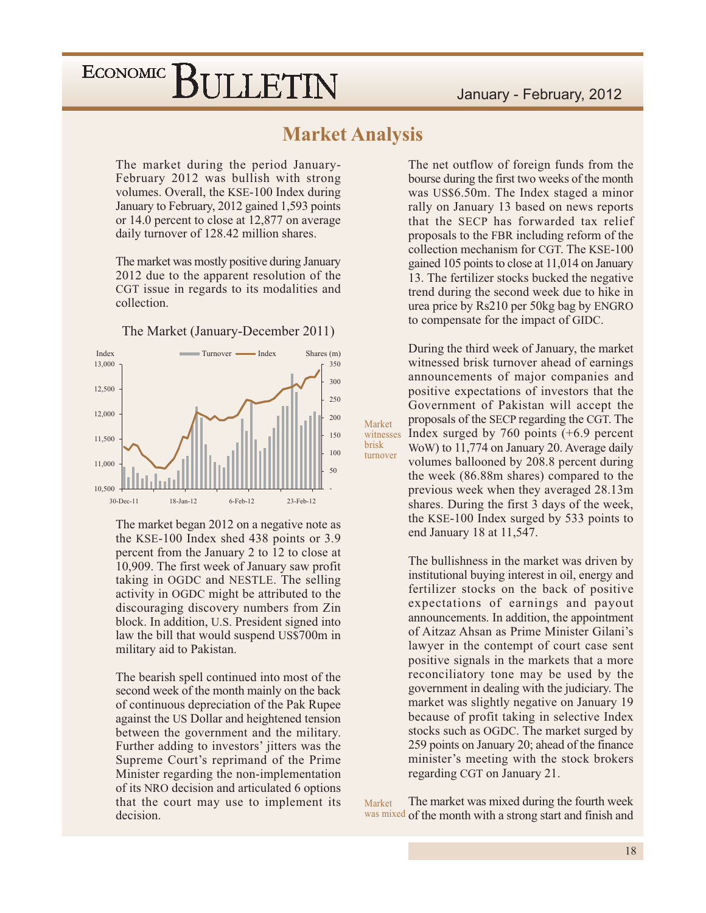## Market Analysis

The market during the period January-February 2012 was bullish with strong volumes. Overall, the KSE-100 Index during January to February, 2012 gained 1,593 points or 14.0 percent to close at 12,877 on average daily turnover of 128.42 million shares.

The market was mostly positive during January 2012 due to the apparent resolution of the CGT issue in regards to its modalities and collection.

The Market (January-December 2011)

The market began 2012 on a negative note as the KSE-100 Index shed 438 points or 3.9 percent from the January 2 to 12 to close at 10,909. The first week of January saw profit taking in OGDC and NESTLE. The selling activity in OGDC might be attributed to the discouraging discovery numbers from Zin block. In addition, U.S. President signed into law the bill that would suspend US$700m in military aid to Pakistan.

The bearish spell continued into most of the second week of the month mainly on the back of continuous depreciation of the Pak Rupee against the US Dollar and heightened tension between the government and the military. Further adding to investors' jitters was the Supreme Court's reprimand of the Prime Minister regarding the non-implementation of its NRO decision and articulated 6 options that the court may use to implement its decision.

The net outflow of foreign funds from the bourse during the first two weeks of the month was US$6.50m. The Index staged a minor rally on January 13 based on news reports that the SECP has forwarded tax relief proposals to the FBR including reform of the collection mechanism for CGT. The KSE-100 gained 105 points to close at 11,014 on January 13. The fertilizer stocks bucked the negative trend during the second week due to hike in urea price by Rs210 per 50kg bag by ENGRO to compensate for the impact of GIDC.

*Market witnesses brisk turnover*

During the third week of January, the market witnessed brisk turnover ahead of earnings announcements of major companies and positive expectations of investors that the Government of Pakistan will accept the proposals of the SECP regarding the CGT. The Index surged by 760 points (+6.9 percent WoW) to 11,774 on January 20. Average daily volumes ballooned by 208.8 percent during the week (86.88m shares) compared to the previous week when they averaged 28.13m shares. During the first 3 days of the week, the KSE-100 Index surged by 533 points to end January 18 at 11,547.

The bullishness in the market was driven by institutional buying interest in oil, energy and fertilizer stocks on the back of positive expectations of earnings and payout announcements. In addition, the appointment of Aitzaz Ahsan as Prime Minister Gilani's lawyer in the contempt of court case sent positive signals in the markets that a more reconciliatory tone may be used by the government in dealing with the judiciary. The market was slightly negative on January 19 because of profit taking in selective Index stocks such as OGDC. The market surged by 259 points on January 20; ahead of the finance minister's meeting with the stock brokers regarding CGT on January 21.

*Market was mixed*

The market was mixed during the fourth week of the month with a strong start and finish and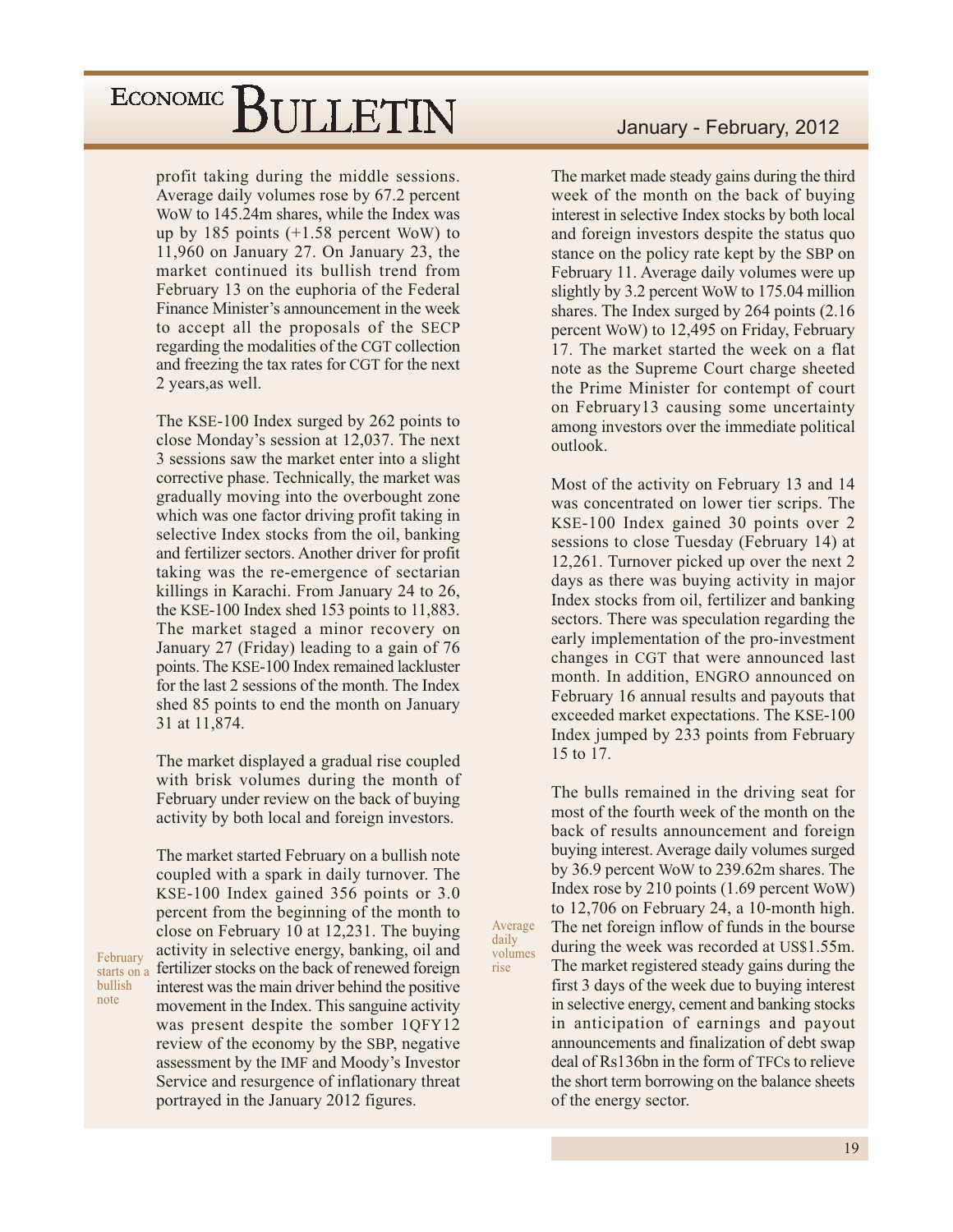profit taking during the middle sessions. Average daily volumes rose by 67.2 percent WoW to 145.24m shares, while the Index was up by 185 points (+1.58 percent WoW) to 11,960 on January 27. On January 23, the market continued its bullish trend from February 13 on the euphoria of the Federal Finance Minister's announcement in the week to accept all the proposals of the SECP regarding the modalities of the CGT collection and freezing the tax rates for CGT for the next 2 years,as well.

The KSE-100 Index surged by 262 points to close Monday's session at 12,037. The next 3 sessions saw the market enter into a slight corrective phase. Technically, the market was gradually moving into the overbought zone which was one factor driving profit taking in selective Index stocks from the oil, banking and fertilizer sectors. Another driver for profit taking was the re-emergence of sectarian killings in Karachi. From January 24 to 26, the KSE-100 Index shed 153 points to 11,883. The market staged a minor recovery on January 27 (Friday) leading to a gain of 76 points. The KSE-100 Index remained lackluster for the last 2 sessions of the month. The Index shed 85 points to end the month on January 31 at 11,874.

The market displayed a gradual rise coupled with brisk volumes during the month of February under review on the back of buying activity by both local and foreign investors.

*February starts on a bullish note*

The market started February on a bullish note coupled with a spark in daily turnover. The KSE-100 Index gained 356 points or 3.0 percent from the beginning of the month to close on February 10 at 12,231. The buying activity in selective energy, banking, oil and fertilizer stocks on the back of renewed foreign interest was the main driver behind the positive movement in the Index. This sanguine activity was present despite the somber 1QFY12 review of the economy by the SBP, negative assessment by the IMF and Moody's Investor Service and resurgence of inflationary threat portrayed in the January 2012 figures.

The market made steady gains during the third week of the month on the back of buying interest in selective Index stocks by both local and foreign investors despite the status quo stance on the policy rate kept by the SBP on February 11. Average daily volumes were up slightly by 3.2 percent WoW to 175.04 million shares. The Index surged by 264 points (2.16 percent WoW) to 12,495 on Friday, February 17. The market started the week on a flat note as the Supreme Court charge sheeted the Prime Minister for contempt of court on February13 causing some uncertainty among investors over the immediate political outlook.

Most of the activity on February 13 and 14 was concentrated on lower tier scrips. The KSE-100 Index gained 30 points over 2 sessions to close Tuesday (February 14) at 12,261. Turnover picked up over the next 2 days as there was buying activity in major Index stocks from oil, fertilizer and banking sectors. There was speculation regarding the early implementation of the pro-investment changes in CGT that were announced last month. In addition, ENGRO announced on February 16 annual results and payouts that exceeded market expectations. The KSE-100 Index jumped by 233 points from February 15 to 17.

*Average daily volumes rise*

The bulls remained in the driving seat for most of the fourth week of the month on the back of results announcement and foreign buying interest. Average daily volumes surged by 36.9 percent WoW to 239.62m shares. The Index rose by 210 points (1.69 percent WoW) to 12,706 on February 24, a 10-month high. The net foreign inflow of funds in the bourse during the week was recorded at US$1.55m. The market registered steady gains during the first 3 days of the week due to buying interest in selective energy, cement and banking stocks in anticipation of earnings and payout announcements and finalization of debt swap deal of Rs136bn in the form of TFCs to relieve the short term borrowing on the balance sheets of the energy sector.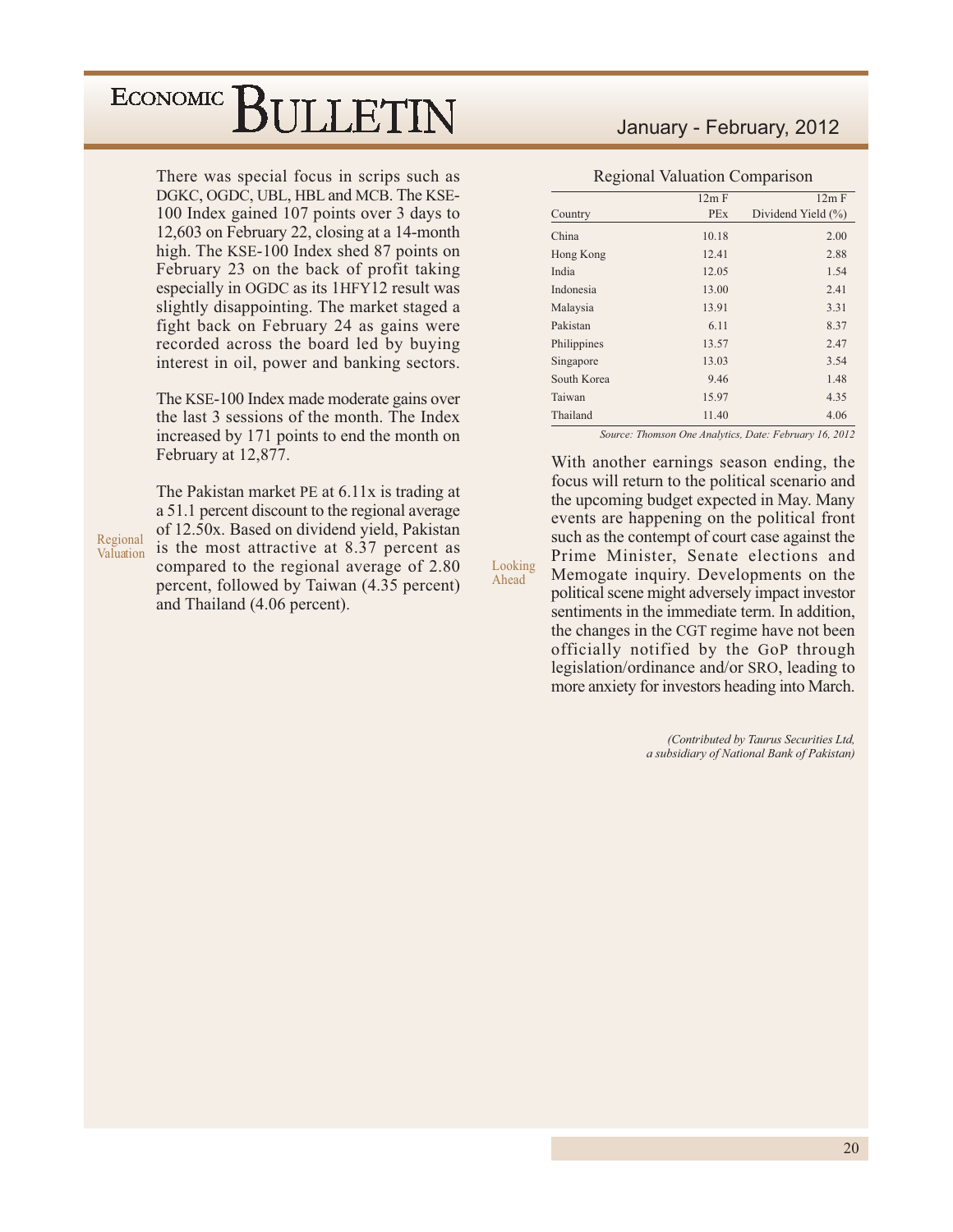There was special focus in scrips such as DGKC, OGDC, UBL, HBL and MCB. The KSE-100 Index gained 107 points over 3 days to 12,603 on February 22, closing at a 14-month high. The KSE-100 Index shed 87 points on February 23 on the back of profit taking especially in OGDC as its 1HFY12 result was slightly disappointing. The market staged a fight back on February 24 as gains were recorded across the board led by buying interest in oil, power and banking sectors.

The KSE-100 Index made moderate gains over the last 3 sessions of the month. The Index increased by 171 points to end the month on February at 12,877.

## Regional Valuation

The Pakistan market PE at 6.11x is trading at a 51.1 percent discount to the regional average of 12.50x. Based on dividend yield, Pakistan is the most attractive at 8.37 percent as compared to the regional average of 2.80 percent, followed by Taiwan (4.35 percent) and Thailand (4.06 percent).

**Regional Valuation Comparison**

| Country | 12m F PEx | 12m F Dividend Yield (%) |
|---|---|---|
| China | 10.18 | 2.00 |
| Hong Kong | 12.41 | 2.88 |
| India | 12.05 | 1.54 |
| Indonesia | 13.00 | 2.41 |
| Malaysia | 13.91 | 3.31 |
| Pakistan | 6.11 | 8.37 |
| Philippines | 13.57 | 2.47 |
| Singapore | 13.03 | 3.54 |
| South Korea | 9.46 | 1.48 |
| Taiwan | 15.97 | 4.35 |
| Thailand | 11.40 | 4.06 |

*Source: Thomson One Analytics, Date: February 16, 2012*

## Looking Ahead

With another earnings season ending, the focus will return to the political scenario and the upcoming budget expected in May. Many events are happening on the political front such as the contempt of court case against the Prime Minister, Senate elections and Memogate inquiry. Developments on the political scene might adversely impact investor sentiments in the immediate term. In addition, the changes in the CGT regime have not been officially notified by the GoP through legislation/ordinance and/or SRO, leading to more anxiety for investors heading into March.

*(Contributed by Taurus Securities Ltd, a subsidiary of National Bank of Pakistan)*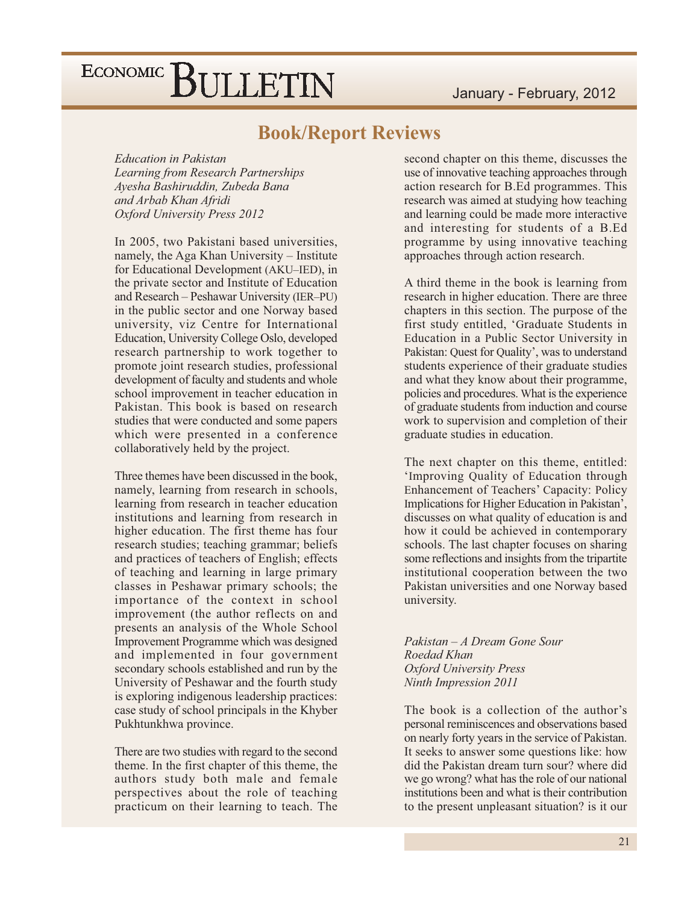## Book/Report Reviews

*Education in Pakistan*
*Learning from Research Partnerships*
*Ayesha Bashiruddin, Zubeda Bana*
*and Arbab Khan Afridi*
*Oxford University Press 2012*

In 2005, two Pakistani based universities, namely, the Aga Khan University – Institute for Educational Development (AKU–IED), in the private sector and Institute of Education and Research – Peshawar University (IER–PU) in the public sector and one Norway based university, viz Centre for International Education, University College Oslo, developed research partnership to work together to promote joint research studies, professional development of faculty and students and whole school improvement in teacher education in Pakistan. This book is based on research studies that were conducted and some papers which were presented in a conference collaboratively held by the project.

Three themes have been discussed in the book, namely, learning from research in schools, learning from research in teacher education institutions and learning from research in higher education. The first theme has four research studies; teaching grammar; beliefs and practices of teachers of English; effects of teaching and learning in large primary classes in Peshawar primary schools; the importance of the context in school improvement (the author reflects on and presents an analysis of the Whole School Improvement Programme which was designed and implemented in four government secondary schools established and run by the University of Peshawar and the fourth study is exploring indigenous leadership practices: case study of school principals in the Khyber Pukhtunkhwa province.

There are two studies with regard to the second theme. In the first chapter of this theme, the authors study both male and female perspectives about the role of teaching practicum on their learning to teach. The second chapter on this theme, discusses the use of innovative teaching approaches through action research for B.Ed programmes. This research was aimed at studying how teaching and learning could be made more interactive and interesting for students of a B.Ed programme by using innovative teaching approaches through action research.

A third theme in the book is learning from research in higher education. There are three chapters in this section. The purpose of the first study entitled, 'Graduate Students in Education in a Public Sector University in Pakistan: Quest for Quality', was to understand students experience of their graduate studies and what they know about their programme, policies and procedures. What is the experience of graduate students from induction and course work to supervision and completion of their graduate studies in education.

The next chapter on this theme, entitled: 'Improving Quality of Education through Enhancement of Teachers' Capacity: Policy Implications for Higher Education in Pakistan', discusses on what quality of education is and how it could be achieved in contemporary schools. The last chapter focuses on sharing some reflections and insights from the tripartite institutional cooperation between the two Pakistan universities and one Norway based university.

*Pakistan – A Dream Gone Sour*
*Roedad Khan*
*Oxford University Press*
*Ninth Impression 2011*

The book is a collection of the author's personal reminiscences and observations based on nearly forty years in the service of Pakistan. It seeks to answer some questions like: how did the Pakistan dream turn sour? where did we go wrong? what has the role of our national institutions been and what is their contribution to the present unpleasant situation? is it our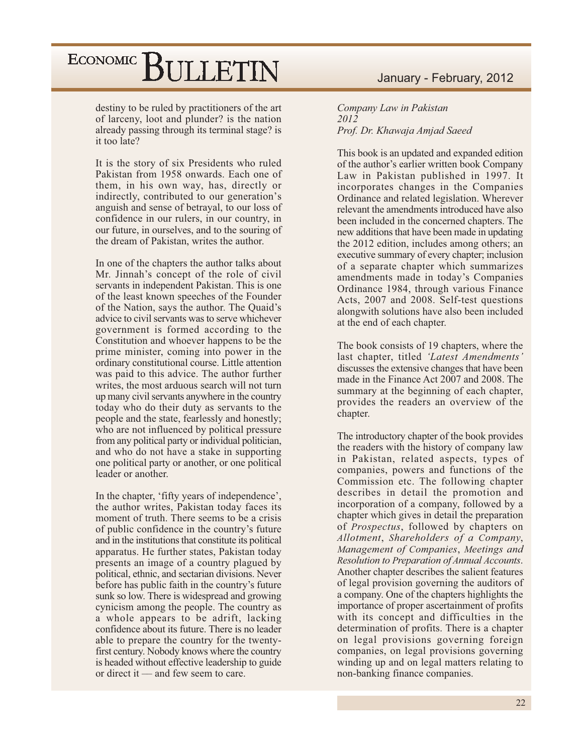destiny to be ruled by practitioners of the art of larceny, loot and plunder? is the nation already passing through its terminal stage? is it too late?

It is the story of six Presidents who ruled Pakistan from 1958 onwards. Each one of them, in his own way, has, directly or indirectly, contributed to our generation's anguish and sense of betrayal, to our loss of confidence in our rulers, in our country, in our future, in ourselves, and to the souring of the dream of Pakistan, writes the author.

In one of the chapters the author talks about Mr. Jinnah's concept of the role of civil servants in independent Pakistan. This is one of the least known speeches of the Founder of the Nation, says the author. The Quaid's advice to civil servants was to serve whichever government is formed according to the Constitution and whoever happens to be the prime minister, coming into power in the ordinary constitutional course. Little attention was paid to this advice. The author further writes, the most arduous search will not turn up many civil servants anywhere in the country today who do their duty as servants to the people and the state, fearlessly and honestly; who are not influenced by political pressure from any political party or individual politician, and who do not have a stake in supporting one political party or another, or one political leader or another.

In the chapter, 'fifty years of independence', the author writes, Pakistan today faces its moment of truth. There seems to be a crisis of public confidence in the country's future and in the institutions that constitute its political apparatus. He further states, Pakistan today presents an image of a country plagued by political, ethnic, and sectarian divisions. Never before has public faith in the country's future sunk so low. There is widespread and growing cynicism among the people. The country as a whole appears to be adrift, lacking confidence about its future. There is no leader able to prepare the country for the twenty-first century. Nobody knows where the country is headed without effective leadership to guide or direct it — and few seem to care.

*Company Law in Pakistan*
*2012*
*Prof. Dr. Khawaja Amjad Saeed*

This book is an updated and expanded edition of the author's earlier written book Company Law in Pakistan published in 1997. It incorporates changes in the Companies Ordinance and related legislation. Wherever relevant the amendments introduced have also been included in the concerned chapters. The new additions that have been made in updating the 2012 edition, includes among others; an executive summary of every chapter; inclusion of a separate chapter which summarizes amendments made in today's Companies Ordinance 1984, through various Finance Acts, 2007 and 2008. Self-test questions alongwith solutions have also been included at the end of each chapter.

The book consists of 19 chapters, where the last chapter, titled *'Latest Amendments'* discusses the extensive changes that have been made in the Finance Act 2007 and 2008. The summary at the beginning of each chapter, provides the readers an overview of the chapter.

The introductory chapter of the book provides the readers with the history of company law in Pakistan, related aspects, types of companies, powers and functions of the Commission etc. The following chapter describes in detail the promotion and incorporation of a company, followed by a chapter which gives in detail the preparation of *Prospectus*, followed by chapters on *Allotment*, *Shareholders of a Company*, *Management of Companies*, *Meetings and Resolution to Preparation of Annual Accounts*. Another chapter describes the salient features of legal provision governing the auditors of a company. One of the chapters highlights the importance of proper ascertainment of profits with its concept and difficulties in the determination of profits. There is a chapter on legal provisions governing foreign companies, on legal provisions governing winding up and on legal matters relating to non-banking finance companies.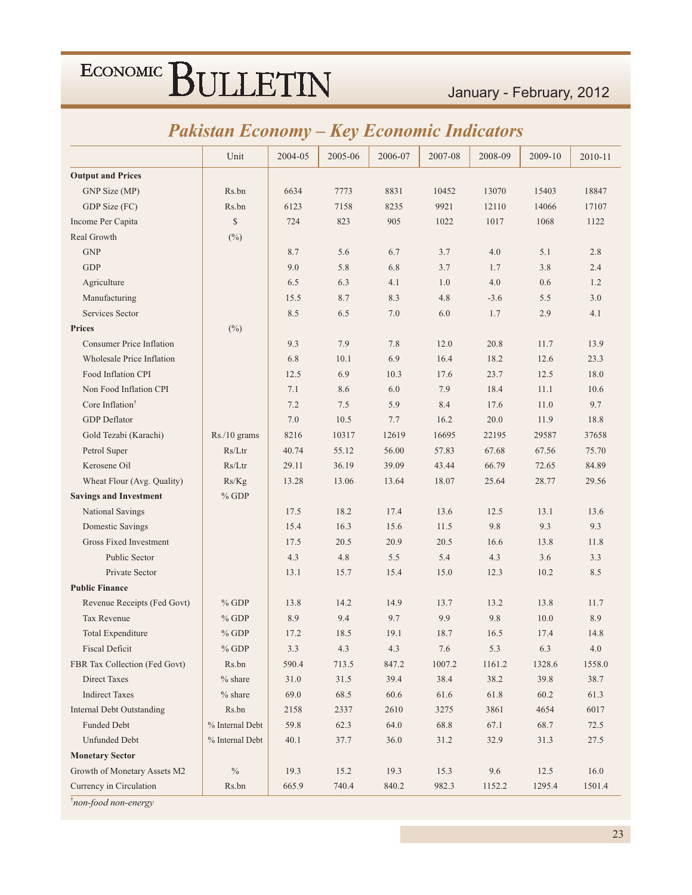## Pakistan Economy – Key Economic Indicators

| | Unit | 2004-05 | 2005-06 | 2006-07 | 2007-08 | 2008-09 | 2009-10 | 2010-11 |
|---|---|---|---|---|---|---|---|---|
| **Output and Prices** | | | | | | | | |
| GNP Size (MP) | Rs.bn | 6634 | 7773 | 8831 | 10452 | 13070 | 15403 | 18847 |
| GDP Size (FC) | Rs.bn | 6123 | 7158 | 8235 | 9921 | 12110 | 14066 | 17107 |
| Income Per Capita | $ | 724 | 823 | 905 | 1022 | 1017 | 1068 | 1122 |
| Real Growth | (%) | | | | | | | |
| GNP | | 8.7 | 5.6 | 6.7 | 3.7 | 4.0 | 5.1 | 2.8 |
| GDP | | 9.0 | 5.8 | 6.8 | 3.7 | 1.7 | 3.8 | 2.4 |
| Agriculture | | 6.5 | 6.3 | 4.1 | 1.0 | 4.0 | 0.6 | 1.2 |
| Manufacturing | | 15.5 | 8.7 | 8.3 | 4.8 | -3.6 | 5.5 | 3.0 |
| Services Sector | | 8.5 | 6.5 | 7.0 | 6.0 | 1.7 | 2.9 | 4.1 |
| **Prices** | (%) | | | | | | | |
| Consumer Price Inflation | | 9.3 | 7.9 | 7.8 | 12.0 | 20.8 | 11.7 | 13.9 |
| Wholesale Price Inflation | | 6.8 | 10.1 | 6.9 | 16.4 | 18.2 | 12.6 | 23.3 |
| Food Inflation CPI | | 12.5 | 6.9 | 10.3 | 17.6 | 23.7 | 12.5 | 18.0 |
| Non Food Inflation CPI | | 7.1 | 8.6 | 6.0 | 7.9 | 18.4 | 11.1 | 10.6 |
| Core Inflation† | | 7.2 | 7.5 | 5.9 | 8.4 | 17.6 | 11.0 | 9.7 |
| GDP Deflator | | 7.0 | 10.5 | 7.7 | 16.2 | 20.0 | 11.9 | 18.8 |
| Gold Tezabi (Karachi) | Rs./10 grams | 8216 | 10317 | 12619 | 16695 | 22195 | 29587 | 37658 |
| Petrol Super | Rs/Ltr | 40.74 | 55.12 | 56.00 | 57.83 | 67.68 | 67.56 | 75.70 |
| Kerosene Oil | Rs/Ltr | 29.11 | 36.19 | 39.09 | 43.44 | 66.79 | 72.65 | 84.89 |
| Wheat Flour (Avg. Quality) | Rs/Kg | 13.28 | 13.06 | 13.64 | 18.07 | 25.64 | 28.77 | 29.56 |
| **Savings and Investment** | % GDP | | | | | | | |
| National Savings | | 17.5 | 18.2 | 17.4 | 13.6 | 12.5 | 13.1 | 13.6 |
| Domestic Savings | | 15.4 | 16.3 | 15.6 | 11.5 | 9.8 | 9.3 | 9.3 |
| Gross Fixed Investment | | 17.5 | 20.5 | 20.9 | 20.5 | 16.6 | 13.8 | 11.8 |
| Public Sector | | 4.3 | 4.8 | 5.5 | 5.4 | 4.3 | 3.6 | 3.3 |
| Private Sector | | 13.1 | 15.7 | 15.4 | 15.0 | 12.3 | 10.2 | 8.5 |
| **Public Finance** | | | | | | | | |
| Revenue Receipts (Fed Govt) | % GDP | 13.8 | 14.2 | 14.9 | 13.7 | 13.2 | 13.8 | 11.7 |
| Tax Revenue | % GDP | 8.9 | 9.4 | 9.7 | 9.9 | 9.8 | 10.0 | 8.9 |
| Total Expenditure | % GDP | 17.2 | 18.5 | 19.1 | 18.7 | 16.5 | 17.4 | 14.8 |
| Fiscal Deficit | % GDP | 3.3 | 4.3 | 4.3 | 7.6 | 5.3 | 6.3 | 4.0 |
| FBR Tax Collection (Fed Govt) | Rs.bn | 590.4 | 713.5 | 847.2 | 1007.2 | 1161.2 | 1328.6 | 1558.0 |
| Direct Taxes | % share | 31.0 | 31.5 | 39.4 | 38.4 | 38.2 | 39.8 | 38.7 |
| Indirect Taxes | % share | 69.0 | 68.5 | 60.6 | 61.6 | 61.8 | 60.2 | 61.3 |
| Internal Debt Outstanding | Rs.bn | 2158 | 2337 | 2610 | 3275 | 3861 | 4654 | 6017 |
| Funded Debt | % Internal Debt | 59.8 | 62.3 | 64.0 | 68.8 | 67.1 | 68.7 | 72.5 |
| Unfunded Debt | % Internal Debt | 40.1 | 37.7 | 36.0 | 31.2 | 32.9 | 31.3 | 27.5 |
| **Monetary Sector** | | | | | | | | |
| Growth of Monetary Assets M2 | % | 19.3 | 15.2 | 19.3 | 15.3 | 9.6 | 12.5 | 16.0 |
| Currency in Circulation | Rs.bn | 665.9 | 740.4 | 840.2 | 982.3 | 1152.2 | 1295.4 | 1501.4 |

†*non-food non-energy*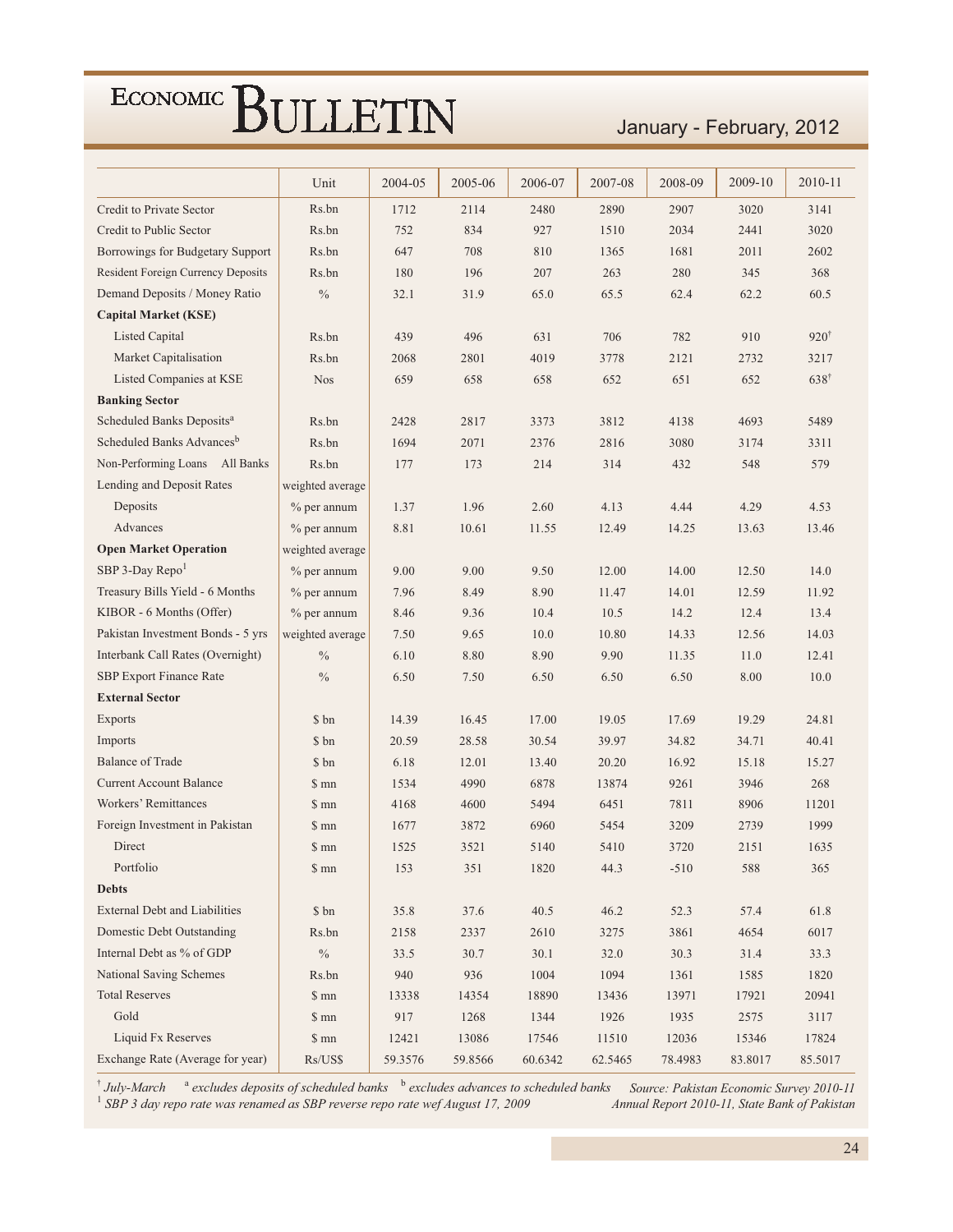| | Unit | 2004-05 | 2005-06 | 2006-07 | 2007-08 | 2008-09 | 2009-10 | 2010-11 |
|---|---|---|---|---|---|---|---|---|
| Credit to Private Sector | Rs.bn | 1712 | 2114 | 2480 | 2890 | 2907 | 3020 | 3141 |
| Credit to Public Sector | Rs.bn | 752 | 834 | 927 | 1510 | 2034 | 2441 | 3020 |
| Borrowings for Budgetary Support | Rs.bn | 647 | 708 | 810 | 1365 | 1681 | 2011 | 2602 |
| Resident Foreign Currency Deposits | Rs.bn | 180 | 196 | 207 | 263 | 280 | 345 | 368 |
| Demand Deposits / Money Ratio | % | 32.1 | 31.9 | 65.0 | 65.5 | 62.4 | 62.2 | 60.5 |
| **Capital Market (KSE)** | | | | | | | | |
| Listed Capital | Rs.bn | 439 | 496 | 631 | 706 | 782 | 910 | 920† |
| Market Capitalisation | Rs.bn | 2068 | 2801 | 4019 | 3778 | 2121 | 2732 | 3217 |
| Listed Companies at KSE | Nos | 659 | 658 | 658 | 652 | 651 | 652 | 638† |
| **Banking Sector** | | | | | | | | |
| Scheduled Banks Deposits[a] | Rs.bn | 2428 | 2817 | 3373 | 3812 | 4138 | 4693 | 5489 |
| Scheduled Banks Advances[b] | Rs.bn | 1694 | 2071 | 2376 | 2816 | 3080 | 3174 | 3311 |
| Non-Performing Loans All Banks | Rs.bn | 177 | 173 | 214 | 314 | 432 | 548 | 579 |
| Lending and Deposit Rates | weighted average | | | | | | | |
| Deposits | % per annum | 1.37 | 1.96 | 2.60 | 4.13 | 4.44 | 4.29 | 4.53 |
| Advances | % per annum | 8.81 | 10.61 | 11.55 | 12.49 | 14.25 | 13.63 | 13.46 |
| **Open Market Operation** | weighted average | | | | | | | |
| SBP 3-Day Repo[1] | % per annum | 9.00 | 9.00 | 9.50 | 12.00 | 14.00 | 12.50 | 14.0 |
| Treasury Bills Yield - 6 Months | % per annum | 7.96 | 8.49 | 8.90 | 11.47 | 14.01 | 12.59 | 11.92 |
| KIBOR - 6 Months (Offer) | % per annum | 8.46 | 9.36 | 10.4 | 10.5 | 14.2 | 12.4 | 13.4 |
| Pakistan Investment Bonds - 5 yrs | weighted average | 7.50 | 9.65 | 10.0 | 10.80 | 14.33 | 12.56 | 14.03 |
| Interbank Call Rates (Overnight) | % | 6.10 | 8.80 | 8.90 | 9.90 | 11.35 | 11.0 | 12.41 |
| SBP Export Finance Rate | % | 6.50 | 7.50 | 6.50 | 6.50 | 6.50 | 8.00 | 10.0 |
| **External Sector** | | | | | | | | |
| Exports | $ bn | 14.39 | 16.45 | 17.00 | 19.05 | 17.69 | 19.29 | 24.81 |
| Imports | $ bn | 20.59 | 28.58 | 30.54 | 39.97 | 34.82 | 34.71 | 40.41 |
| Balance of Trade | $ bn | 6.18 | 12.01 | 13.40 | 20.20 | 16.92 | 15.18 | 15.27 |
| Current Account Balance | $ mn | 1534 | 4990 | 6878 | 13874 | 9261 | 3946 | 268 |
| Workers' Remittances | $ mn | 4168 | 4600 | 5494 | 6451 | 7811 | 8906 | 11201 |
| Foreign Investment in Pakistan | $ mn | 1677 | 3872 | 6960 | 5454 | 3209 | 2739 | 1999 |
| Direct | $ mn | 1525 | 3521 | 5140 | 5410 | 3720 | 2151 | 1635 |
| Portfolio | $ mn | 153 | 351 | 1820 | 44.3 | -510 | 588 | 365 |
| **Debts** | | | | | | | | |
| External Debt and Liabilities | $ bn | 35.8 | 37.6 | 40.5 | 46.2 | 52.3 | 57.4 | 61.8 |
| Domestic Debt Outstanding | Rs.bn | 2158 | 2337 | 2610 | 3275 | 3861 | 4654 | 6017 |
| Internal Debt as % of GDP | % | 33.5 | 30.7 | 30.1 | 32.0 | 30.3 | 31.4 | 33.3 |
| National Saving Schemes | Rs.bn | 940 | 936 | 1004 | 1094 | 1361 | 1585 | 1820 |
| Total Reserves | $ mn | 13338 | 14354 | 18890 | 13436 | 13971 | 17921 | 20941 |
| Gold | $ mn | 917 | 1268 | 1344 | 1926 | 1935 | 2575 | 3117 |
| Liquid Fx Reserves | $ mn | 12421 | 13086 | 17546 | 11510 | 12036 | 15346 | 17824 |
| Exchange Rate (Average for year) | Rs/US$ | 59.3576 | 59.8566 | 60.6342 | 62.5465 | 78.4983 | 83.8017 | 85.5017 |

† *July-March* [a] *excludes deposits of scheduled banks* [b] *excludes advances to scheduled banks*

[1] *SBP 3 day repo rate was renamed as SBP reverse repo rate wef August 17, 2009*

*Source: Pakistan Economic Survey 2010-11*
*Annual Report 2010-11, State Bank of Pakistan*